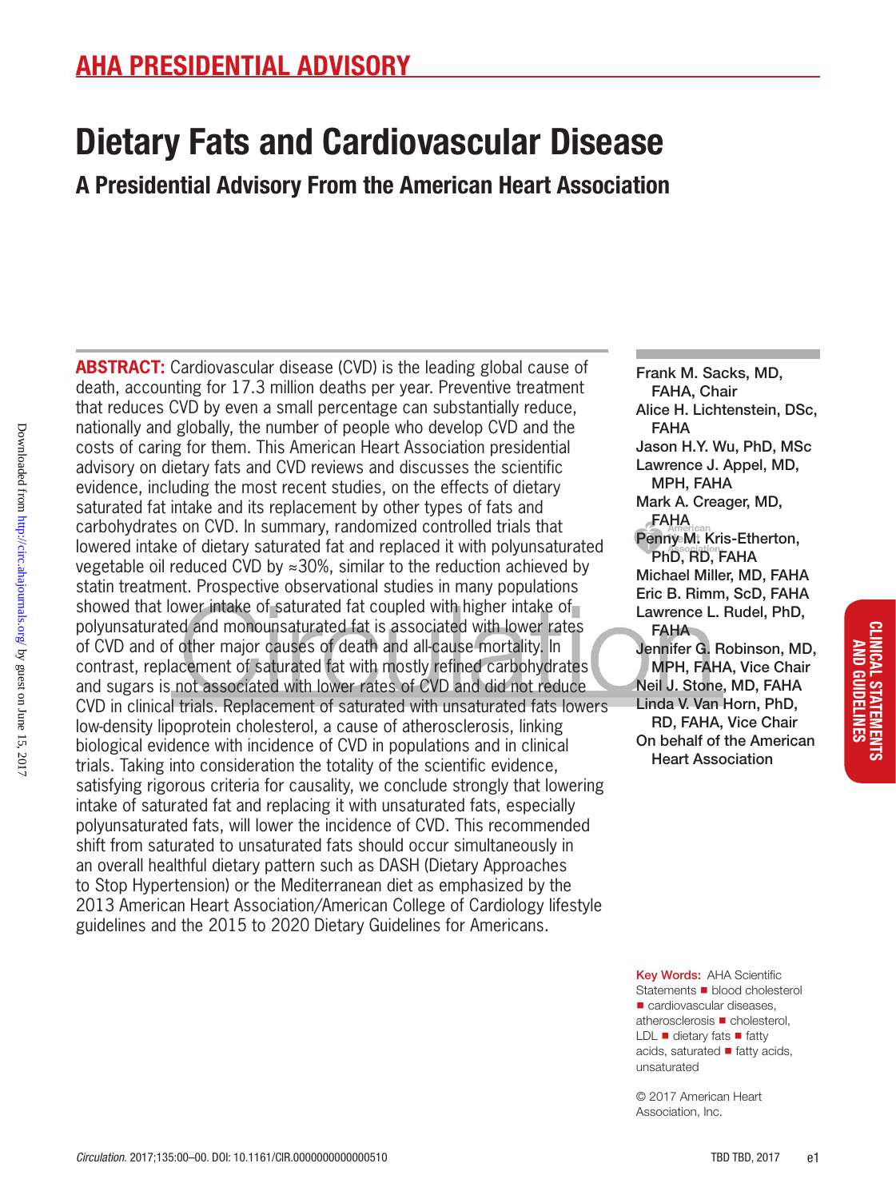AHA PRESIDENTIAL ADVISORY

# Dietary Fats and Cardiovascular Disease

## A Presidential Advisory From the American Heart Association

Frank M. Sacks, MD, FAHA, Chair
Alice H. Lichtenstein, DSc, FAHA
Jason H.Y. Wu, PhD, MSc
Lawrence J. Appel, MD, MPH, FAHA
Mark A. Creager, MD, FAHA
Penny M. Kris-Etherton, PhD, RD, FAHA
Michael Miller, MD, FAHA
Eric B. Rimm, ScD, FAHA
Lawrence L. Rudel, PhD, FAHA
Jennifer G. Robinson, MD, MPH, FAHA, Vice Chair
Neil J. Stone, MD, FAHA
Linda V. Van Horn, PhD, RD, FAHA, Vice Chair
On behalf of the American Heart Association

**ABSTRACT:** Cardiovascular disease (CVD) is the leading global cause of death, accounting for 17.3 million deaths per year. Preventive treatment that reduces CVD by even a small percentage can substantially reduce, nationally and globally, the number of people who develop CVD and the costs of caring for them. This American Heart Association presidential advisory on dietary fats and CVD reviews and discusses the scientific evidence, including the most recent studies, on the effects of dietary saturated fat intake and its replacement by other types of fats and carbohydrates on CVD. In summary, randomized controlled trials that lowered intake of dietary saturated fat and replaced it with polyunsaturated vegetable oil reduced CVD by ≈30%, similar to the reduction achieved by statin treatment. Prospective observational studies in many populations showed that lower intake of saturated fat coupled with higher intake of polyunsaturated and monounsaturated fat is associated with lower rates of CVD and of other major causes of death and all-cause mortality. In contrast, replacement of saturated fat with mostly refined carbohydrates and sugars is not associated with lower rates of CVD and did not reduce CVD in clinical trials. Replacement of saturated with unsaturated fats lowers low-density lipoprotein cholesterol, a cause of atherosclerosis, linking biological evidence with incidence of CVD in populations and in clinical trials. Taking into consideration the totality of the scientific evidence, satisfying rigorous criteria for causality, we conclude strongly that lowering intake of saturated fat and replacing it with unsaturated fats, especially polyunsaturated fats, will lower the incidence of CVD. This recommended shift from saturated to unsaturated fats should occur simultaneously in an overall healthful dietary pattern such as DASH (Dietary Approaches to Stop Hypertension) or the Mediterranean diet as emphasized by the 2013 American Heart Association/American College of Cardiology lifestyle guidelines and the 2015 to 2020 Dietary Guidelines for Americans.

**Key Words:** AHA Scientific Statements ■ blood cholesterol ■ cardiovascular diseases, atherosclerosis ■ cholesterol, LDL ■ dietary fats ■ fatty acids, saturated ■ fatty acids, unsaturated

© 2017 American Heart Association, Inc.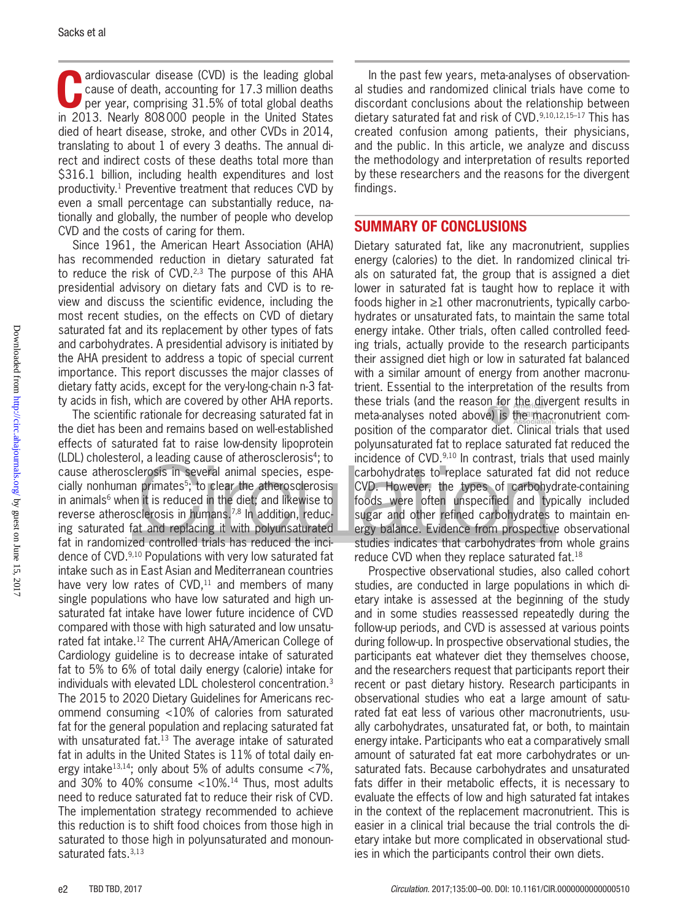Cardiovascular disease (CVD) is the leading global cause of death, accounting for 17.3 million deaths per year, comprising 31.5% of total global deaths in 2013. Nearly 808 000 people in the United States died of heart disease, stroke, and other CVDs in 2014, translating to about 1 of every 3 deaths. The annual direct and indirect costs of these deaths total more than $316.1 billion, including health expenditures and lost productivity.[1] Preventive treatment that reduces CVD by even a small percentage can substantially reduce, nationally and globally, the number of people who develop CVD and the costs of caring for them.

Since 1961, the American Heart Association (AHA) has recommended reduction in dietary saturated fat to reduce the risk of CVD.[2,3] The purpose of this AHA presidential advisory on dietary fats and CVD is to review and discuss the scientific evidence, including the most recent studies, on the effects on CVD of dietary saturated fat and its replacement by other types of fats and carbohydrates. A presidential advisory is initiated by the AHA president to address a topic of special current importance. This report discusses the major classes of dietary fatty acids, except for the very-long-chain n-3 fatty acids in fish, which are covered by other AHA reports.

The scientific rationale for decreasing saturated fat in the diet has been and remains based on well-established effects of saturated fat to raise low-density lipoprotein (LDL) cholesterol, a leading cause of atherosclerosis[4]; to cause atherosclerosis in several animal species, especially nonhuman primates[5]; to clear the atherosclerosis in animals[6] when it is reduced in the diet; and likewise to reverse atherosclerosis in humans.[7,8] In addition, reducing saturated fat and replacing it with polyunsaturated fat in randomized controlled trials has reduced the incidence of CVD.[9,10] Populations with very low saturated fat intake such as in East Asian and Mediterranean countries have very low rates of CVD,[11] and members of many single populations who have low saturated and high unsaturated fat intake have lower future incidence of CVD compared with those with high saturated and low unsaturated fat intake.[12] The current AHA/American College of Cardiology guideline is to decrease intake of saturated fat to 5% to 6% of total daily energy (calorie) intake for individuals with elevated LDL cholesterol concentration.[3] The 2015 to 2020 Dietary Guidelines for Americans recommend consuming <10% of calories from saturated fat for the general population and replacing saturated fat with unsaturated fat.[13] The average intake of saturated fat in adults in the United States is 11% of total daily energy intake[13,14]; only about 5% of adults consume <7%, and 30% to 40% consume <10%.[14] Thus, most adults need to reduce saturated fat to reduce their risk of CVD. The implementation strategy recommended to achieve this reduction is to shift food choices from those high in saturated to those high in polyunsaturated and monounsaturated fats.[3,13]

In the past few years, meta-analyses of observational studies and randomized clinical trials have come to discordant conclusions about the relationship between dietary saturated fat and risk of CVD.[9,10,12,15–17] This has created confusion among patients, their physicians, and the public. In this article, we analyze and discuss the methodology and interpretation of results reported by these researchers and the reasons for the divergent findings.

## SUMMARY OF CONCLUSIONS

Dietary saturated fat, like any macronutrient, supplies energy (calories) to the diet. In randomized clinical trials on saturated fat, the group that is assigned a diet lower in saturated fat is taught how to replace it with foods higher in ≥1 other macronutrients, typically carbohydrates or unsaturated fats, to maintain the same total energy intake. Other trials, often called controlled feeding trials, actually provide to the research participants their assigned diet high or low in saturated fat balanced with a similar amount of energy from another macronutrient. Essential to the interpretation of the results from these trials (and the reason for the divergent results in meta-analyses noted above) is the macronutrient composition of the comparator diet. Clinical trials that used polyunsaturated fat to replace saturated fat reduced the incidence of CVD.[9,10] In contrast, trials that used mainly carbohydrates to replace saturated fat did not reduce CVD. However, the types of carbohydrate-containing foods were often unspecified and typically included sugar and other refined carbohydrates to maintain energy balance. Evidence from prospective observational studies indicates that carbohydrates from whole grains reduce CVD when they replace saturated fat.[18]

Prospective observational studies, also called cohort studies, are conducted in large populations in which dietary intake is assessed at the beginning of the study and in some studies reassessed repeatedly during the follow-up periods, and CVD is assessed at various points during follow-up. In prospective observational studies, the participants eat whatever diet they themselves choose, and the researchers request that participants report their recent or past dietary history. Research participants in observational studies who eat a large amount of saturated fat eat less of various other macronutrients, usually carbohydrates, unsaturated fat, or both, to maintain energy intake. Participants who eat a comparatively small amount of saturated fat eat more carbohydrates or unsaturated fats. Because carbohydrates and unsaturated fats differ in their metabolic effects, it is necessary to evaluate the effects of low and high saturated fat intakes in the context of the replacement macronutrient. This is easier in a clinical trial because the trial controls the dietary intake but more complicated in observational studies in which the participants control their own diets.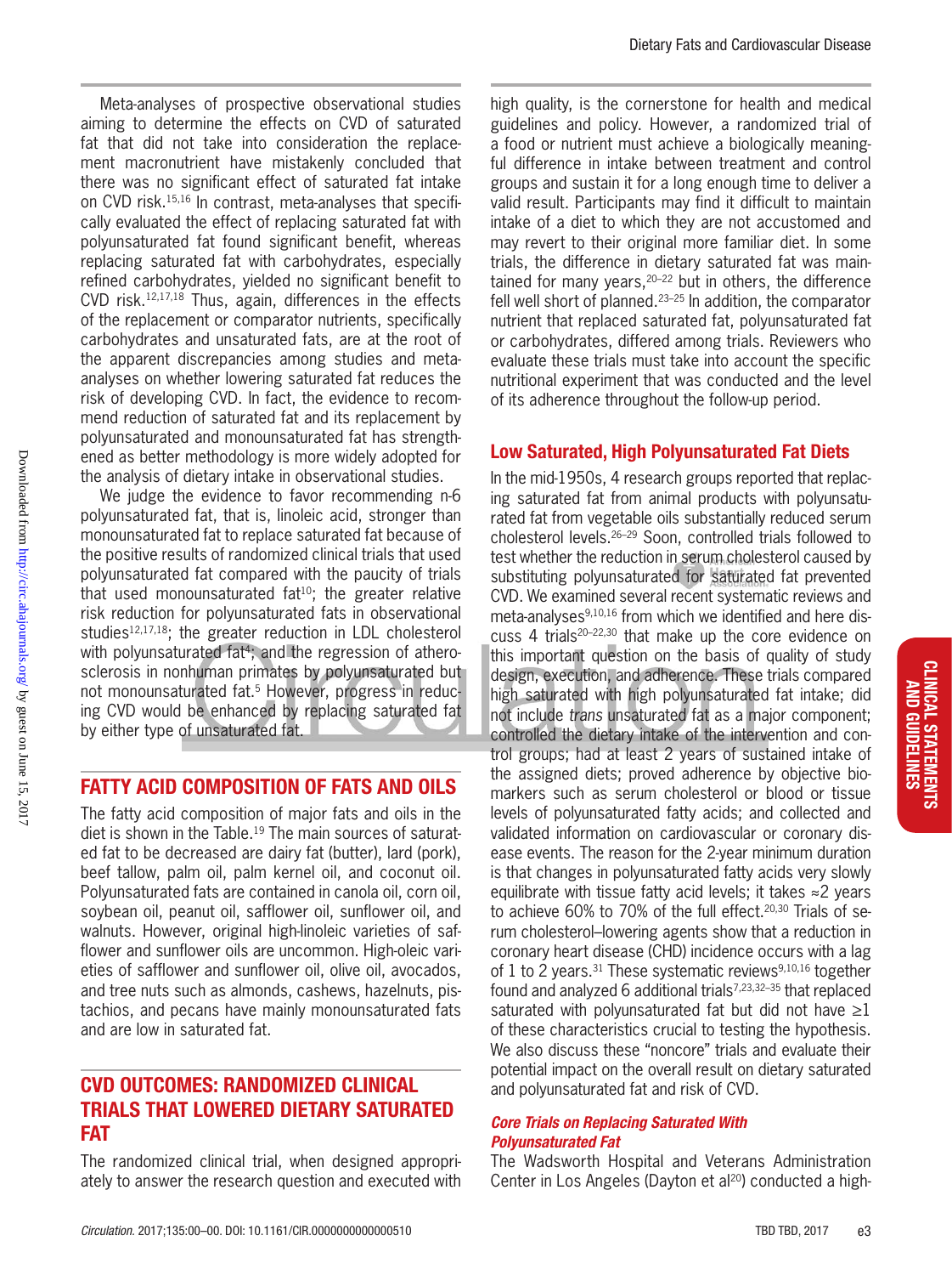Meta-analyses of prospective observational studies aiming to determine the effects on CVD of saturated fat that did not take into consideration the replacement macronutrient have mistakenly concluded that there was no significant effect of saturated fat intake on CVD risk.[15,16] In contrast, meta-analyses that specifically evaluated the effect of replacing saturated fat with polyunsaturated fat found significant benefit, whereas replacing saturated fat with carbohydrates, especially refined carbohydrates, yielded no significant benefit to CVD risk.[12,17,18] Thus, again, differences in the effects of the replacement or comparator nutrients, specifically carbohydrates and unsaturated fats, are at the root of the apparent discrepancies among studies and meta-analyses on whether lowering saturated fat reduces the risk of developing CVD. In fact, the evidence to recommend reduction of saturated fat and its replacement by polyunsaturated and monounsaturated fat has strengthened as better methodology is more widely adopted for the analysis of dietary intake in observational studies.

We judge the evidence to favor recommending n-6 polyunsaturated fat, that is, linoleic acid, stronger than monounsaturated fat to replace saturated fat because of the positive results of randomized clinical trials that used polyunsaturated fat compared with the paucity of trials that used monounsaturated fat[10]; the greater relative risk reduction for polyunsaturated fats in observational studies[12,17,18]; the greater reduction in LDL cholesterol with polyunsaturated fat[4]; and the regression of atherosclerosis in nonhuman primates by polyunsaturated but not monounsaturated fat.[5] However, progress in reducing CVD would be enhanced by replacing saturated fat by either type of unsaturated fat.

## FATTY ACID COMPOSITION OF FATS AND OILS

The fatty acid composition of major fats and oils in the diet is shown in the Table.[19] The main sources of saturated fat to be decreased are dairy fat (butter), lard (pork), beef tallow, palm oil, palm kernel oil, and coconut oil. Polyunsaturated fats are contained in canola oil, corn oil, soybean oil, peanut oil, safflower oil, sunflower oil, and walnuts. However, original high-linoleic varieties of safflower and sunflower oils are uncommon. High-oleic varieties of safflower and sunflower oil, olive oil, avocados, and tree nuts such as almonds, cashews, hazelnuts, pistachios, and pecans have mainly monounsaturated fats and are low in saturated fat.

## CVD OUTCOMES: RANDOMIZED CLINICAL TRIALS THAT LOWERED DIETARY SATURATED FAT

The randomized clinical trial, when designed appropriately to answer the research question and executed with high quality, is the cornerstone for health and medical guidelines and policy. However, a randomized trial of a food or nutrient must achieve a biologically meaningful difference in intake between treatment and control groups and sustain it for a long enough time to deliver a valid result. Participants may find it difficult to maintain intake of a diet to which they are not accustomed and may revert to their original more familiar diet. In some trials, the difference in dietary saturated fat was maintained for many years,[20–22] but in others, the difference fell well short of planned.[23–25] In addition, the comparator nutrient that replaced saturated fat, polyunsaturated fat or carbohydrates, differed among trials. Reviewers who evaluate these trials must take into account the specific nutritional experiment that was conducted and the level of its adherence throughout the follow-up period.

### Low Saturated, High Polyunsaturated Fat Diets

In the mid-1950s, 4 research groups reported that replacing saturated fat from animal products with polyunsaturated fat from vegetable oils substantially reduced serum cholesterol levels.[26–29] Soon, controlled trials followed to test whether the reduction in serum cholesterol caused by substituting polyunsaturated for saturated fat prevented CVD. We examined several recent systematic reviews and meta-analyses[9,10,16] from which we identified and here discuss 4 trials[20–22,30] that make up the core evidence on this important question on the basis of quality of study design, execution, and adherence. These trials compared high saturated with high polyunsaturated fat intake; did not include *trans* unsaturated fat as a major component; controlled the dietary intake of the intervention and control groups; had at least 2 years of sustained intake of the assigned diets; proved adherence by objective biomarkers such as serum cholesterol or blood or tissue levels of polyunsaturated fatty acids; and collected and validated information on cardiovascular or coronary disease events. The reason for the 2-year minimum duration is that changes in polyunsaturated fatty acids very slowly equilibrate with tissue fatty acid levels; it takes ≈2 years to achieve 60% to 70% of the full effect.[20,30] Trials of serum cholesterol–lowering agents show that a reduction in coronary heart disease (CHD) incidence occurs with a lag of 1 to 2 years.[31] These systematic reviews[9,10,16] together found and analyzed 6 additional trials[7,23,32–35] that replaced saturated with polyunsaturated fat but did not have ≥1 of these characteristics crucial to testing the hypothesis. We also discuss these "noncore" trials and evaluate their potential impact on the overall result on dietary saturated and polyunsaturated fat and risk of CVD.

#### *Core Trials on Replacing Saturated With Polyunsaturated Fat*

The Wadsworth Hospital and Veterans Administration Center in Los Angeles (Dayton et al[20]) conducted a high-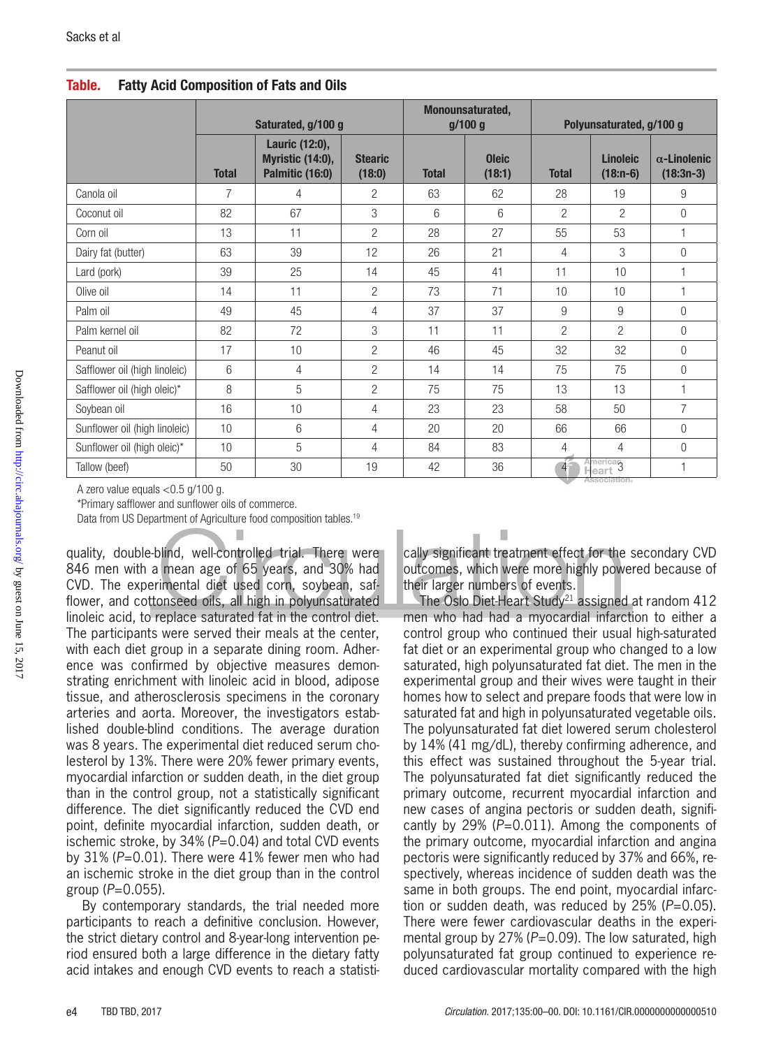**Table. Fatty Acid Composition of Fats and Oils**

| | Saturated, g/100 g | | | Monounsaturated, g/100 g | | Polyunsaturated, g/100 g | | |
|---|---|---|---|---|---|---|---|---|
| | Total | Lauric (12:0), Myristic (14:0), Palmitic (16:0) | Stearic (18:0) | Total | Oleic (18:1) | Total | Linoleic (18:n-6) | α-Linolenic (18:3n-3) |
| Canola oil | 7 | 4 | 2 | 63 | 62 | 28 | 19 | 9 |
| Coconut oil | 82 | 67 | 3 | 6 | 6 | 2 | 2 | 0 |
| Corn oil | 13 | 11 | 2 | 28 | 27 | 55 | 53 | 1 |
| Dairy fat (butter) | 63 | 39 | 12 | 26 | 21 | 4 | 3 | 0 |
| Lard (pork) | 39 | 25 | 14 | 45 | 41 | 11 | 10 | 1 |
| Olive oil | 14 | 11 | 2 | 73 | 71 | 10 | 10 | 1 |
| Palm oil | 49 | 45 | 4 | 37 | 37 | 9 | 9 | 0 |
| Palm kernel oil | 82 | 72 | 3 | 11 | 11 | 2 | 2 | 0 |
| Peanut oil | 17 | 10 | 2 | 46 | 45 | 32 | 32 | 0 |
| Safflower oil (high linoleic) | 6 | 4 | 2 | 14 | 14 | 75 | 75 | 0 |
| Safflower oil (high oleic)* | 8 | 5 | 2 | 75 | 75 | 13 | 13 | 1 |
| Soybean oil | 16 | 10 | 4 | 23 | 23 | 58 | 50 | 7 |
| Sunflower oil (high linoleic) | 10 | 6 | 4 | 20 | 20 | 66 | 66 | 0 |
| Sunflower oil (high oleic)* | 10 | 5 | 4 | 84 | 83 | 4 | 4 | 0 |
| Tallow (beef) | 50 | 30 | 19 | 42 | 36 | 4 | 3 | 1 |

A zero value equals <0.5 g/100 g.

*Primary safflower and sunflower oils of commerce.

Data from US Department of Agriculture food composition tables.[19]

quality, double-blind, well-controlled trial. There were 846 men with a mean age of 65 years, and 30% had CVD. The experimental diet used corn, soybean, safflower, and cottonseed oils, all high in polyunsaturated linoleic acid, to replace saturated fat in the control diet. The participants were served their meals at the center, with each diet group in a separate dining room. Adherence was confirmed by objective measures demonstrating enrichment with linoleic acid in blood, adipose tissue, and atherosclerosis specimens in the coronary arteries and aorta. Moreover, the investigators established double-blind conditions. The average duration was 8 years. The experimental diet reduced serum cholesterol by 13%. There were 20% fewer primary events, myocardial infarction or sudden death, in the diet group than in the control group, not a statistically significant difference. The diet significantly reduced the CVD end point, definite myocardial infarction, sudden death, or ischemic stroke, by 34% ($P$=0.04) and total CVD events by 31% ($P$=0.01). There were 41% fewer men who had an ischemic stroke in the diet group than in the control group ($P$=0.055).

By contemporary standards, the trial needed more participants to reach a definitive conclusion. However, the strict dietary control and 8-year-long intervention period ensured both a large difference in the dietary fatty acid intakes and enough CVD events to reach a statistically significant treatment effect for the secondary CVD outcomes, which were more highly powered because of their larger numbers of events.

The Oslo Diet-Heart Study[21] assigned at random 412 men who had had a myocardial infarction to either a control group who continued their usual high-saturated fat diet or an experimental group who changed to a low saturated, high polyunsaturated fat diet. The men in the experimental group and their wives were taught in their homes how to select and prepare foods that were low in saturated fat and high in polyunsaturated vegetable oils. The polyunsaturated fat diet lowered serum cholesterol by 14% (41 mg/dL), thereby confirming adherence, and this effect was sustained throughout the 5-year trial. The polyunsaturated fat diet significantly reduced the primary outcome, recurrent myocardial infarction and new cases of angina pectoris or sudden death, significantly by 29% ($P$=0.011). Among the components of the primary outcome, myocardial infarction and angina pectoris were significantly reduced by 37% and 66%, respectively, whereas incidence of sudden death was the same in both groups. The end point, myocardial infarction or sudden death, was reduced by 25% ($P$=0.05). There were fewer cardiovascular deaths in the experimental group by 27% ($P$=0.09). The low saturated, high polyunsaturated fat group continued to experience reduced cardiovascular mortality compared with the high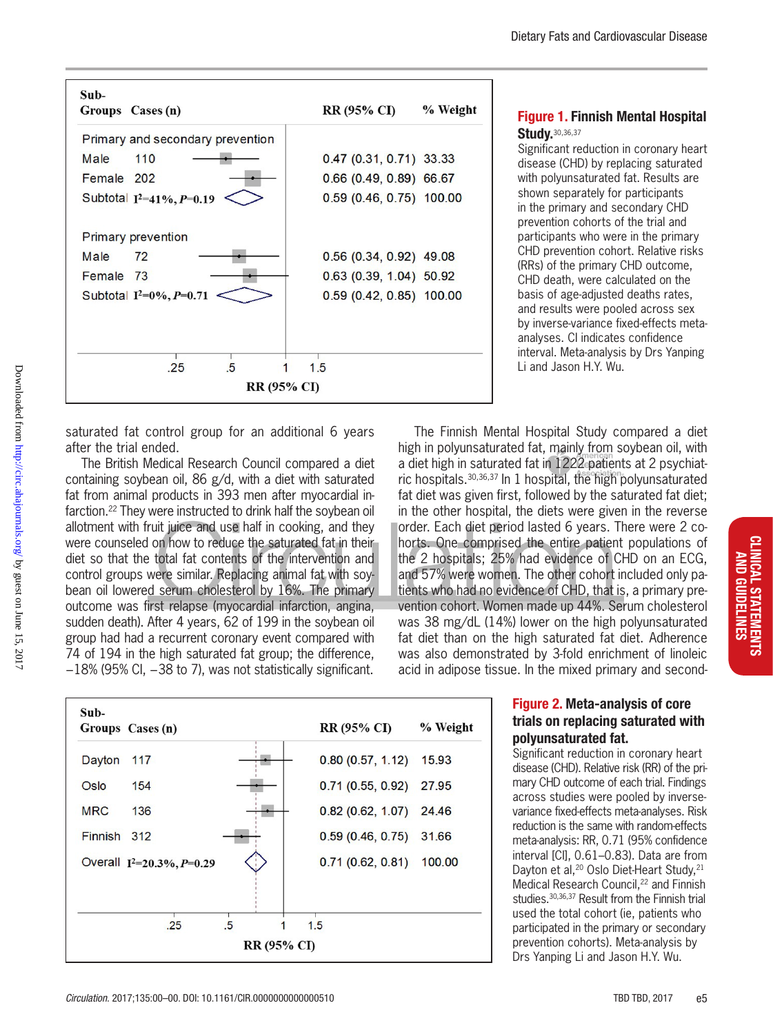| Sub-Groups | Cases (n) | RR (95% CI) | % Weight |
|---|---|---|---|
| **Primary and secondary prevention** | | | |
| Male | 110 | 0.47 (0.31, 0.71) | 33.33 |
| Female | 202 | 0.66 (0.49, 0.89) | 66.67 |
| Subtotal $I^2$=41%, $P$=0.19 | | 0.59 (0.46, 0.75) | 100.00 |
| **Primary prevention** | | | |
| Male | 72 | 0.56 (0.34, 0.92) | 49.08 |
| Female | 73 | 0.63 (0.39, 1.04) | 50.92 |
| Subtotal $I^2$=0%, $P$=0.71 | | 0.59 (0.42, 0.85) | 100.00 |

**Figure 1. Finnish Mental Hospital Study.**[30,36,37]
Significant reduction in coronary heart disease (CHD) by replacing saturated with polyunsaturated fat. Results are shown separately for participants in the primary and secondary CHD prevention cohorts of the trial and participants who were in the primary CHD prevention cohort. Relative risks (RRs) of the primary CHD outcome, CHD death, were calculated on the basis of age-adjusted deaths rates, and results were pooled across sex by inverse-variance fixed-effects meta-analyses. CI indicates confidence interval. Meta-analysis by Drs Yanping Li and Jason H.Y. Wu.

saturated fat control group for an additional 6 years after the trial ended.

The British Medical Research Council compared a diet containing soybean oil, 86 g/d, with a diet with saturated fat from animal products in 393 men after myocardial infarction.[22] They were instructed to drink half the soybean oil allotment with fruit juice and use half in cooking, and they were counseled on how to reduce the saturated fat in their diet so that the total fat contents of the intervention and control groups were similar. Replacing animal fat with soybean oil lowered serum cholesterol by 16%. The primary outcome was first relapse (myocardial infarction, angina, sudden death). After 4 years, 62 of 199 in the soybean oil group had had a recurrent coronary event compared with 74 of 194 in the high saturated fat group; the difference, −18% (95% CI, −38 to 7), was not statistically significant.

The Finnish Mental Hospital Study compared a diet high in polyunsaturated fat, mainly from soybean oil, with a diet high in saturated fat in 1222 patients at 2 psychiatric hospitals.[30,36,37] In 1 hospital, the high polyunsaturated fat diet was given first, followed by the saturated fat diet; in the other hospital, the diets were given in the reverse order. Each diet period lasted 6 years. There were 2 cohorts. One comprised the entire patient populations of the 2 hospitals; 25% had evidence of CHD on an ECG, and 57% were women. The other cohort included only patients who had no evidence of CHD, that is, a primary prevention cohort. Women made up 44%. Serum cholesterol was 38 mg/dL (14%) lower on the high polyunsaturated fat diet than on the high saturated fat diet. Adherence was also demonstrated by 3-fold enrichment of linoleic acid in adipose tissue. In the mixed primary and second-

| Sub-Groups | Cases (n) | RR (95% CI) | % Weight |
|---|---|---|---|
| Dayton | 117 | 0.80 (0.57, 1.12) | 15.93 |
| Oslo | 154 | 0.71 (0.55, 0.92) | 27.95 |
| MRC | 136 | 0.82 (0.62, 1.07) | 24.46 |
| Finnish | 312 | 0.59 (0.46, 0.75) | 31.66 |
| Overall $I^2$=20.3%, $P$=0.29 | | 0.71 (0.62, 0.81) | 100.00 |

**Figure 2. Meta-analysis of core trials on replacing saturated with polyunsaturated fat.**
Significant reduction in coronary heart disease (CHD). Relative risk (RR) of the primary CHD outcome of each trial. Findings across studies were pooled by inverse-variance fixed-effects meta-analyses. Risk reduction is the same with random-effects meta-analysis: RR, 0.71 (95% confidence interval [CI], 0.61–0.83). Data are from Dayton et al,[20] Oslo Diet-Heart Study,[21] Medical Research Council,[22] and Finnish studies.[30,36,37] Result from the Finnish trial used the total cohort (ie, patients who participated in the primary or secondary prevention cohorts). Meta-analysis by Drs Yanping Li and Jason H.Y. Wu.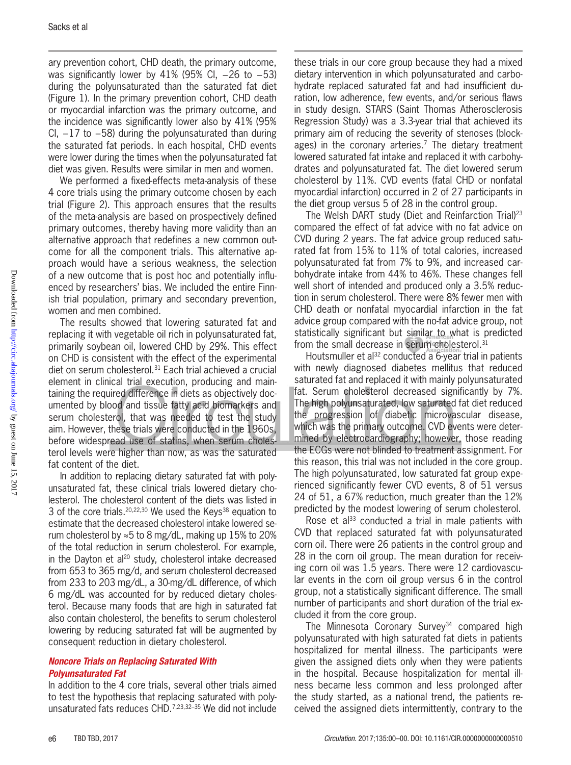ary prevention cohort, CHD death, the primary outcome, was significantly lower by 41% (95% CI, −26 to −53) during the polyunsaturated than the saturated fat diet (Figure 1). In the primary prevention cohort, CHD death or myocardial infarction was the primary outcome, and the incidence was significantly lower also by 41% (95% CI, −17 to −58) during the polyunsaturated than during the saturated fat periods. In each hospital, CHD events were lower during the times when the polyunsaturated fat diet was given. Results were similar in men and women.

We performed a fixed-effects meta-analysis of these 4 core trials using the primary outcome chosen by each trial (Figure 2). This approach ensures that the results of the meta-analysis are based on prospectively defined primary outcomes, thereby having more validity than an alternative approach that redefines a new common outcome for all the component trials. This alternative approach would have a serious weakness, the selection of a new outcome that is post hoc and potentially influenced by researchers' bias. We included the entire Finnish trial population, primary and secondary prevention, women and men combined.

The results showed that lowering saturated fat and replacing it with vegetable oil rich in polyunsaturated fat, primarily soybean oil, lowered CHD by 29%. This effect on CHD is consistent with the effect of the experimental diet on serum cholesterol.[31] Each trial achieved a crucial element in clinical trial execution, producing and maintaining the required difference in diets as objectively documented by blood and tissue fatty acid biomarkers and serum cholesterol, that was needed to test the study aim. However, these trials were conducted in the 1960s, before widespread use of statins, when serum cholesterol levels were higher than now, as was the saturated fat content of the diet.

In addition to replacing dietary saturated fat with polyunsaturated fat, these clinical trials lowered dietary cholesterol. The cholesterol content of the diets was listed in 3 of the core trials.[20,22,30] We used the Keys[38] equation to estimate that the decreased cholesterol intake lowered serum cholesterol by ≈5 to 8 mg/dL, making up 15% to 20% of the total reduction in serum cholesterol. For example, in the Dayton et al[20] study, cholesterol intake decreased from 653 to 365 mg/d, and serum cholesterol decreased from 233 to 203 mg/dL, a 30-mg/dL difference, of which 6 mg/dL was accounted for by reduced dietary cholesterol. Because many foods that are high in saturated fat also contain cholesterol, the benefits to serum cholesterol lowering by reducing saturated fat will be augmented by consequent reduction in dietary cholesterol.

### *Noncore Trials on Replacing Saturated With Polyunsaturated Fat*

In addition to the 4 core trials, several other trials aimed to test the hypothesis that replacing saturated with polyunsaturated fats reduces CHD.[7,23,32–35] We did not include these trials in our core group because they had a mixed dietary intervention in which polyunsaturated and carbohydrate replaced saturated fat and had insufficient duration, low adherence, few events, and/or serious flaws in study design. STARS (Saint Thomas Atherosclerosis Regression Study) was a 3.3-year trial that achieved its primary aim of reducing the severity of stenoses (blockages) in the coronary arteries.[7] The dietary treatment lowered saturated fat intake and replaced it with carbohydrates and polyunsaturated fat. The diet lowered serum cholesterol by 11%. CVD events (fatal CHD or nonfatal myocardial infarction) occurred in 2 of 27 participants in the diet group versus 5 of 28 in the control group.

The Welsh DART study (Diet and Reinfarction Trial)[23] compared the effect of fat advice with no fat advice on CVD during 2 years. The fat advice group reduced saturated fat from 15% to 11% of total calories, increased polyunsaturated fat from 7% to 9%, and increased carbohydrate intake from 44% to 46%. These changes fell well short of intended and produced only a 3.5% reduction in serum cholesterol. There were 8% fewer men with CHD death or nonfatal myocardial infarction in the fat advice group compared with the no-fat advice group, not statistically significant but similar to what is predicted from the small decrease in serum cholesterol.[31]

Houtsmuller et al[32] conducted a 6-year trial in patients with newly diagnosed diabetes mellitus that reduced saturated fat and replaced it with mainly polyunsaturated fat. Serum cholesterol decreased significantly by 7%. The high polyunsaturated, low saturated fat diet reduced the progression of diabetic microvascular disease, which was the primary outcome. CVD events were determined by electrocardiography; however, those reading the ECGs were not blinded to treatment assignment. For this reason, this trial was not included in the core group. The high polyunsaturated, low saturated fat group experienced significantly fewer CVD events, 8 of 51 versus 24 of 51, a 67% reduction, much greater than the 12% predicted by the modest lowering of serum cholesterol.

Rose et al[33] conducted a trial in male patients with CVD that replaced saturated fat with polyunsaturated corn oil. There were 26 patients in the control group and 28 in the corn oil group. The mean duration for receiving corn oil was 1.5 years. There were 12 cardiovascular events in the corn oil group versus 6 in the control group, not a statistically significant difference. The small number of participants and short duration of the trial excluded it from the core group.

The Minnesota Coronary Survey[34] compared high polyunsaturated with high saturated fat diets in patients hospitalized for mental illness. The participants were given the assigned diets only when they were patients in the hospital. Because hospitalization for mental illness became less common and less prolonged after the study started, as a national trend, the patients received the assigned diets intermittently, contrary to the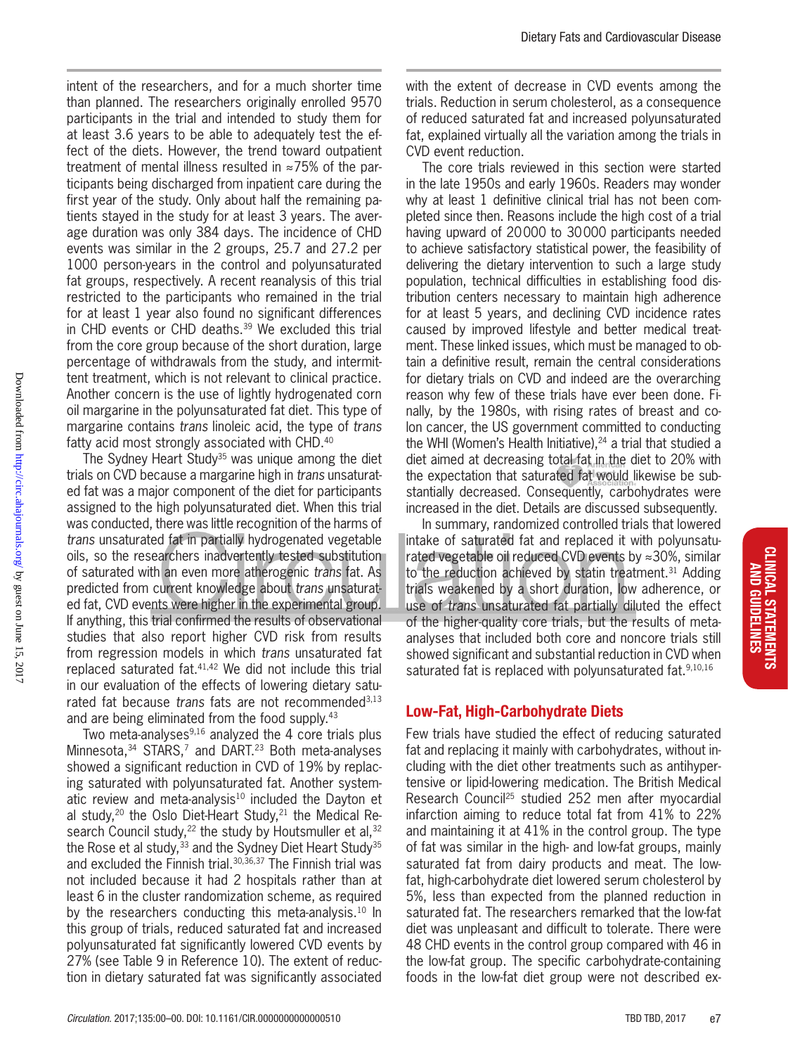intent of the researchers, and for a much shorter time than planned. The researchers originally enrolled 9570 participants in the trial and intended to study them for at least 3.6 years to be able to adequately test the effect of the diets. However, the trend toward outpatient treatment of mental illness resulted in ≈75% of the participants being discharged from inpatient care during the first year of the study. Only about half the remaining patients stayed in the study for at least 3 years. The average duration was only 384 days. The incidence of CHD events was similar in the 2 groups, 25.7 and 27.2 per 1000 person-years in the control and polyunsaturated fat groups, respectively. A recent reanalysis of this trial restricted to the participants who remained in the trial for at least 1 year also found no significant differences in CHD events or CHD deaths.[39] We excluded this trial from the core group because of the short duration, large percentage of withdrawals from the study, and intermittent treatment, which is not relevant to clinical practice. Another concern is the use of lightly hydrogenated corn oil margarine in the polyunsaturated fat diet. This type of margarine contains *trans* linoleic acid, the type of *trans* fatty acid most strongly associated with CHD.[40]

The Sydney Heart Study[35] was unique among the diet trials on CVD because a margarine high in *trans* unsaturated fat was a major component of the diet for participants assigned to the high polyunsaturated diet. When this trial was conducted, there was little recognition of the harms of *trans* unsaturated fat in partially hydrogenated vegetable oils, so the researchers inadvertently tested substitution of saturated with an even more atherogenic *trans* fat. As predicted from current knowledge about *trans* unsaturated fat, CVD events were higher in the experimental group. If anything, this trial confirmed the results of observational studies that also report higher CVD risk from results from regression models in which *trans* unsaturated fat replaced saturated fat.[41,42] We did not include this trial in our evaluation of the effects of lowering dietary saturated fat because *trans* fats are not recommended[3,13] and are being eliminated from the food supply.[43]

Two meta-analyses[9,16] analyzed the 4 core trials plus Minnesota,[34] STARS,[7] and DART.[23] Both meta-analyses showed a significant reduction in CVD of 19% by replacing saturated with polyunsaturated fat. Another systematic review and meta-analysis[10] included the Dayton et al study,[20] the Oslo Diet-Heart Study,[21] the Medical Research Council study,[22] the study by Houtsmuller et al,[32] the Rose et al study,[33] and the Sydney Diet Heart Study[35] and excluded the Finnish trial.[30,36,37] The Finnish trial was not included because it had 2 hospitals rather than at least 6 in the cluster randomization scheme, as required by the researchers conducting this meta-analysis.[10] In this group of trials, reduced saturated fat and increased polyunsaturated fat significantly lowered CVD events by 27% (see Table 9 in Reference 10). The extent of reduction in dietary saturated fat was significantly associated with the extent of decrease in CVD events among the trials. Reduction in serum cholesterol, as a consequence of reduced saturated fat and increased polyunsaturated fat, explained virtually all the variation among the trials in CVD event reduction.

The core trials reviewed in this section were started in the late 1950s and early 1960s. Readers may wonder why at least 1 definitive clinical trial has not been completed since then. Reasons include the high cost of a trial having upward of 20 000 to 30 000 participants needed to achieve satisfactory statistical power, the feasibility of delivering the dietary intervention to such a large study population, technical difficulties in establishing food distribution centers necessary to maintain high adherence for at least 5 years, and declining CVD incidence rates caused by improved lifestyle and better medical treatment. These linked issues, which must be managed to obtain a definitive result, remain the central considerations for dietary trials on CVD and indeed are the overarching reason why few of these trials have ever been done. Finally, by the 1980s, with rising rates of breast and colon cancer, the US government committed to conducting the WHI (Women's Health Initiative),[24] a trial that studied a diet aimed at decreasing total fat in the diet to 20% with the expectation that saturated fat would likewise be substantially decreased. Consequently, carbohydrates were increased in the diet. Details are discussed subsequently.

In summary, randomized controlled trials that lowered intake of saturated fat and replaced it with polyunsaturated vegetable oil reduced CVD events by ≈30%, similar to the reduction achieved by statin treatment.[31] Adding trials weakened by a short duration, low adherence, or use of *trans* unsaturated fat partially diluted the effect of the higher-quality core trials, but the results of meta-analyses that included both core and noncore trials still showed significant and substantial reduction in CVD when saturated fat is replaced with polyunsaturated fat.[9,10,16]

## Low-Fat, High-Carbohydrate Diets

Few trials have studied the effect of reducing saturated fat and replacing it mainly with carbohydrates, without including with the diet other treatments such as antihypertensive or lipid-lowering medication. The British Medical Research Council[25] studied 252 men after myocardial infarction aiming to reduce total fat from 41% to 22% and maintaining it at 41% in the control group. The type of fat was similar in the high- and low-fat groups, mainly saturated fat from dairy products and meat. The low-fat, high-carbohydrate diet lowered serum cholesterol by 5%, less than expected from the planned reduction in saturated fat. The researchers remarked that the low-fat diet was unpleasant and difficult to tolerate. There were 48 CHD events in the control group compared with 46 in the low-fat group. The specific carbohydrate-containing foods in the low-fat diet group were not described ex-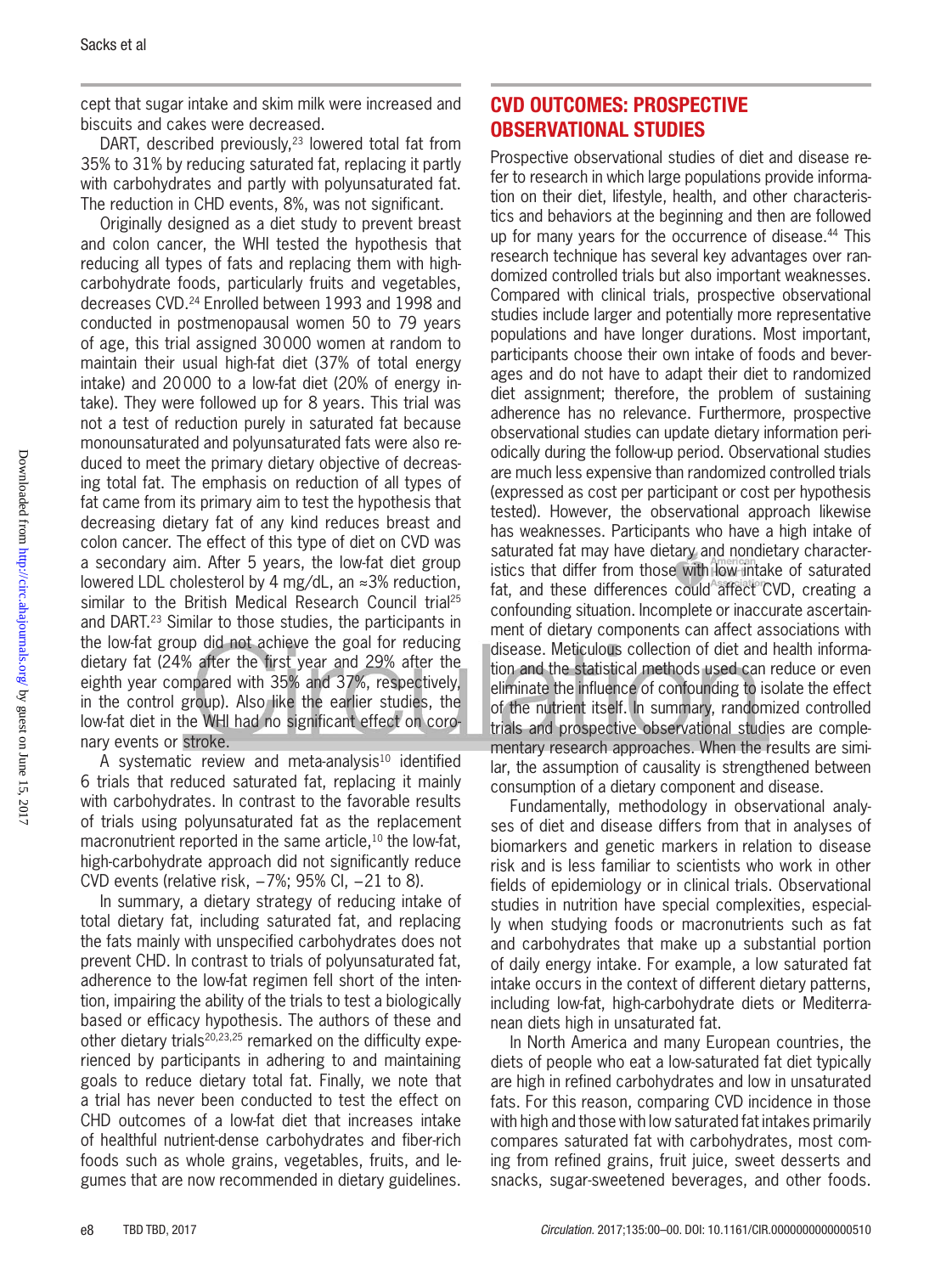cept that sugar intake and skim milk were increased and biscuits and cakes were decreased.

DART, described previously,[23] lowered total fat from 35% to 31% by reducing saturated fat, replacing it partly with carbohydrates and partly with polyunsaturated fat. The reduction in CHD events, 8%, was not significant.

Originally designed as a diet study to prevent breast and colon cancer, the WHI tested the hypothesis that reducing all types of fats and replacing them with high-carbohydrate foods, particularly fruits and vegetables, decreases CVD.[24] Enrolled between 1993 and 1998 and conducted in postmenopausal women 50 to 79 years of age, this trial assigned 30 000 women at random to maintain their usual high-fat diet (37% of total energy intake) and 20 000 to a low-fat diet (20% of energy intake). They were followed up for 8 years. This trial was not a test of reduction purely in saturated fat because monounsaturated and polyunsaturated fats were also reduced to meet the primary dietary objective of decreasing total fat. The emphasis on reduction of all types of fat came from its primary aim to test the hypothesis that decreasing dietary fat of any kind reduces breast and colon cancer. The effect of this type of diet on CVD was a secondary aim. After 5 years, the low-fat diet group lowered LDL cholesterol by 4 mg/dL, an ≈3% reduction, similar to the British Medical Research Council trial[25] and DART.[23] Similar to those studies, the participants in the low-fat group did not achieve the goal for reducing dietary fat (24% after the first year and 29% after the eighth year compared with 35% and 37%, respectively, in the control group). Also like the earlier studies, the low-fat diet in the WHI had no significant effect on coronary events or stroke.

A systematic review and meta-analysis[10] identified 6 trials that reduced saturated fat, replacing it mainly with carbohydrates. In contrast to the favorable results of trials using polyunsaturated fat as the replacement macronutrient reported in the same article,[10] the low-fat, high-carbohydrate approach did not significantly reduce CVD events (relative risk, −7%; 95% CI, −21 to 8).

In summary, a dietary strategy of reducing intake of total dietary fat, including saturated fat, and replacing the fats mainly with unspecified carbohydrates does not prevent CHD. In contrast to trials of polyunsaturated fat, adherence to the low-fat regimen fell short of the intention, impairing the ability of the trials to test a biologically based or efficacy hypothesis. The authors of these and other dietary trials[20,23,25] remarked on the difficulty experienced by participants in adhering to and maintaining goals to reduce dietary total fat. Finally, we note that a trial has never been conducted to test the effect on CHD outcomes of a low-fat diet that increases intake of healthful nutrient-dense carbohydrates and fiber-rich foods such as whole grains, vegetables, fruits, and legumes that are now recommended in dietary guidelines.

## CVD OUTCOMES: PROSPECTIVE OBSERVATIONAL STUDIES

Prospective observational studies of diet and disease refer to research in which large populations provide information on their diet, lifestyle, health, and other characteristics and behaviors at the beginning and then are followed up for many years for the occurrence of disease.[44] This research technique has several key advantages over randomized controlled trials but also important weaknesses. Compared with clinical trials, prospective observational studies include larger and potentially more representative populations and have longer durations. Most important, participants choose their own intake of foods and beverages and do not have to adapt their diet to randomized diet assignment; therefore, the problem of sustaining adherence has no relevance. Furthermore, prospective observational studies can update dietary information periodically during the follow-up period. Observational studies are much less expensive than randomized controlled trials (expressed as cost per participant or cost per hypothesis tested). However, the observational approach likewise has weaknesses. Participants who have a high intake of saturated fat may have dietary and nondietary characteristics that differ from those with low intake of saturated fat, and these differences could affect CVD, creating a confounding situation. Incomplete or inaccurate ascertainment of dietary components can affect associations with disease. Meticulous collection of diet and health information and the statistical methods used can reduce or even eliminate the influence of confounding to isolate the effect of the nutrient itself. In summary, randomized controlled trials and prospective observational studies are complementary research approaches. When the results are similar, the assumption of causality is strengthened between consumption of a dietary component and disease.

Fundamentally, methodology in observational analyses of diet and disease differs from that in analyses of biomarkers and genetic markers in relation to disease risk and is less familiar to scientists who work in other fields of epidemiology or in clinical trials. Observational studies in nutrition have special complexities, especially when studying foods or macronutrients such as fat and carbohydrates that make up a substantial portion of daily energy intake. For example, a low saturated fat intake occurs in the context of different dietary patterns, including low-fat, high-carbohydrate diets or Mediterranean diets high in unsaturated fat.

In North America and many European countries, the diets of people who eat a low-saturated fat diet typically are high in refined carbohydrates and low in unsaturated fats. For this reason, comparing CVD incidence in those with high and those with low saturated fat intakes primarily compares saturated fat with carbohydrates, most coming from refined grains, fruit juice, sweet desserts and snacks, sugar-sweetened beverages, and other foods.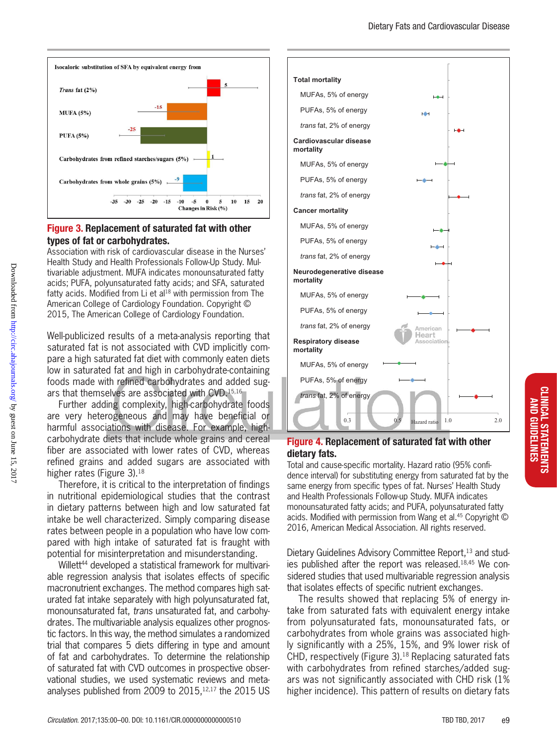**Figure 3. Replacement of saturated fat with other types of fat or carbohydrates.**
Association with risk of cardiovascular disease in the Nurses' Health Study and Health Professionals Follow-Up Study. Multivariable adjustment. MUFA indicates monounsaturated fatty acids; PUFA, polyunsaturated fatty acids; and SFA, saturated fatty acids. Modified from Li et al[18] with permission from The American College of Cardiology Foundation. Copyright © 2015, The American College of Cardiology Foundation.

Well-publicized results of a meta-analysis reporting that saturated fat is not associated with CVD implicitly compare a high saturated fat diet with commonly eaten diets low in saturated fat and high in carbohydrate-containing foods made with refined carbohydrates and added sugars that themselves are associated with CVD.[15,16]

Further adding complexity, high-carbohydrate foods are very heterogeneous and may have beneficial or harmful associations with disease. For example, high-carbohydrate diets that include whole grains and cereal fiber are associated with lower rates of CVD, whereas refined grains and added sugars are associated with higher rates (Figure 3).[18]

Therefore, it is critical to the interpretation of findings in nutritional epidemiological studies that the contrast in dietary patterns between high and low saturated fat intake be well characterized. Simply comparing disease rates between people in a population who have low compared with high intake of saturated fat is fraught with potential for misinterpretation and misunderstanding.

Willett[44] developed a statistical framework for multivariable regression analysis that isolates effects of specific macronutrient exchanges. The method compares high saturated fat intake separately with high polyunsaturated fat, monounsaturated fat, *trans* unsaturated fat, and carbohydrates. The multivariable analysis equalizes other prognostic factors. In this way, the method simulates a randomized trial that compares 5 diets differing in type and amount of fat and carbohydrates. To determine the relationship of saturated fat with CVD outcomes in prospective observational studies, we used systematic reviews and meta-analyses published from 2009 to 2015,[12,17] the 2015 US Dietary Guidelines Advisory Committee Report,[13] and studies published after the report was released.[18,45] We considered studies that used multivariable regression analysis that isolates effects of specific nutrient exchanges.

**Figure 4. Replacement of saturated fat with other dietary fats.**
Total and cause-specific mortality. Hazard ratio (95% confidence interval) for substituting energy from saturated fat by the same energy from specific types of fat. Nurses' Health Study and Health Professionals Follow-up Study. MUFA indicates monounsaturated fatty acids; and PUFA, polyunsaturated fatty acids. Modified with permission from Wang et al.[45] Copyright © 2016, American Medical Association. All rights reserved.

The results showed that replacing 5% of energy intake from saturated fats with equivalent energy intake from polyunsaturated fats, monounsaturated fats, or carbohydrates from whole grains was associated highly significantly with a 25%, 15%, and 9% lower risk of CHD, respectively (Figure 3).[18] Replacing saturated fats with carbohydrates from refined starches/added sugars was not significantly associated with CHD risk (1% higher incidence). This pattern of results on dietary fats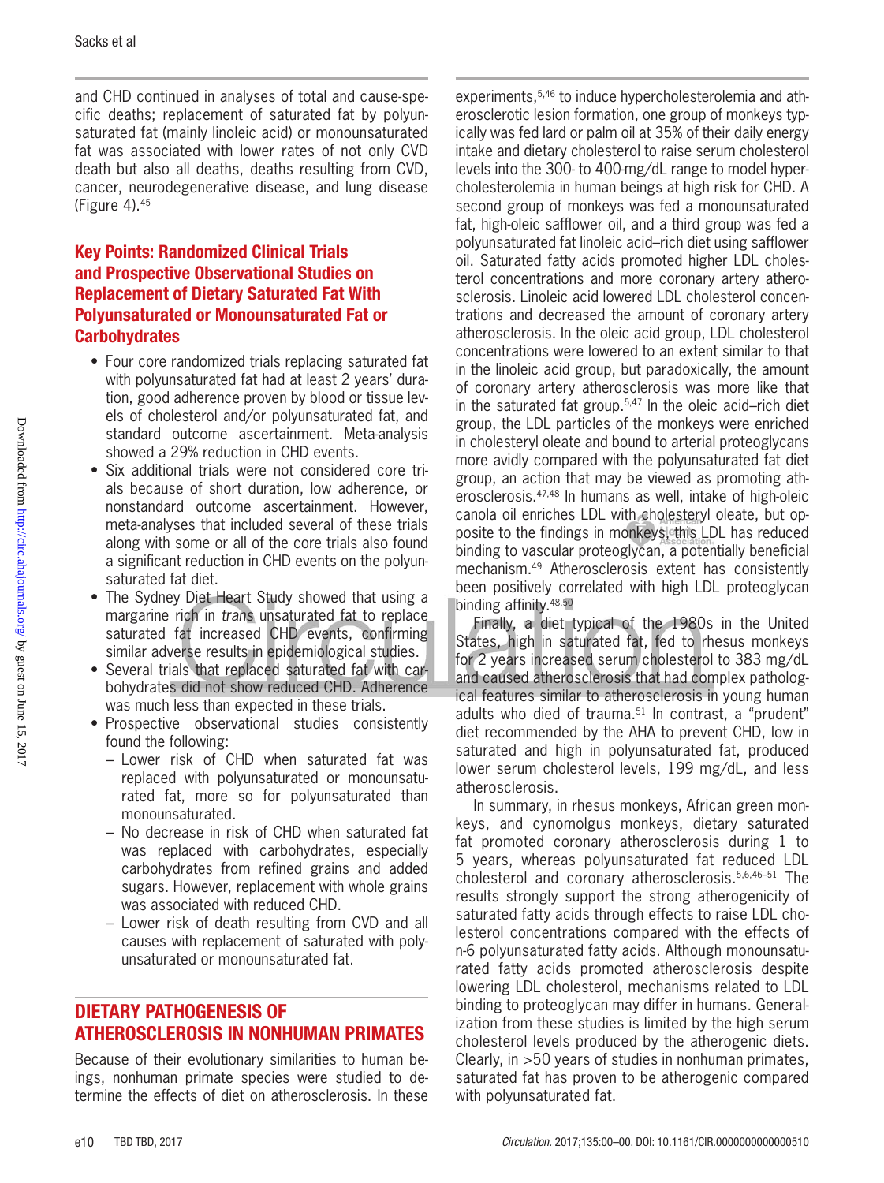and CHD continued in analyses of total and cause-specific deaths; replacement of saturated fat by polyunsaturated fat (mainly linoleic acid) or monounsaturated fat was associated with lower rates of not only CVD death but also all deaths, deaths resulting from CVD, cancer, neurodegenerative disease, and lung disease (Figure 4).[45]

### Key Points: Randomized Clinical Trials and Prospective Observational Studies on Replacement of Dietary Saturated Fat With Polyunsaturated or Monounsaturated Fat or Carbohydrates

- Four core randomized trials replacing saturated fat with polyunsaturated fat had at least 2 years' duration, good adherence proven by blood or tissue levels of cholesterol and/or polyunsaturated fat, and standard outcome ascertainment. Meta-analysis showed a 29% reduction in CHD events.
- Six additional trials were not considered core trials because of short duration, low adherence, or nonstandard outcome ascertainment. However, meta-analyses that included several of these trials along with some or all of the core trials also found a significant reduction in CHD events on the polyunsaturated fat diet.
- The Sydney Diet Heart Study showed that using a margarine rich in *trans* unsaturated fat to replace saturated fat increased CHD events, confirming similar adverse results in epidemiological studies.
- Several trials that replaced saturated fat with carbohydrates did not show reduced CHD. Adherence was much less than expected in these trials.
- Prospective observational studies consistently found the following:
  - Lower risk of CHD when saturated fat was replaced with polyunsaturated or monounsaturated fat, more so for polyunsaturated than monounsaturated.
  - No decrease in risk of CHD when saturated fat was replaced with carbohydrates, especially carbohydrates from refined grains and added sugars. However, replacement with whole grains was associated with reduced CHD.
  - Lower risk of death resulting from CVD and all causes with replacement of saturated with polyunsaturated or monounsaturated fat.

## DIETARY PATHOGENESIS OF ATHEROSCLEROSIS IN NONHUMAN PRIMATES

Because of their evolutionary similarities to human beings, nonhuman primate species were studied to determine the effects of diet on atherosclerosis. In these experiments,[5,46] to induce hypercholesterolemia and atherosclerotic lesion formation, one group of monkeys typically was fed lard or palm oil at 35% of their daily energy intake and dietary cholesterol to raise serum cholesterol levels into the 300- to 400-mg/dL range to model hypercholesterolemia in human beings at high risk for CHD. A second group of monkeys was fed a monounsaturated fat, high-oleic safflower oil, and a third group was fed a polyunsaturated fat linoleic acid–rich diet using safflower oil. Saturated fatty acids promoted higher LDL cholesterol concentrations and more coronary artery atherosclerosis. Linoleic acid lowered LDL cholesterol concentrations and decreased the amount of coronary artery atherosclerosis. In the oleic acid group, LDL cholesterol concentrations were lowered to an extent similar to that in the linoleic acid group, but paradoxically, the amount of coronary artery atherosclerosis was more like that in the saturated fat group.[5,47] In the oleic acid–rich diet group, the LDL particles of the monkeys were enriched in cholesteryl oleate and bound to arterial proteoglycans more avidly compared with the polyunsaturated fat diet group, an action that may be viewed as promoting atherosclerosis.[47,48] In humans as well, intake of high-oleic canola oil enriches LDL with cholesteryl oleate, but opposite to the findings in monkeys, this LDL has reduced binding to vascular proteoglycan, a potentially beneficial mechanism.[49] Atherosclerosis extent has consistently been positively correlated with high LDL proteoglycan binding affinity.[48,50]

Finally, a diet typical of the 1980s in the United States, high in saturated fat, fed to rhesus monkeys for 2 years increased serum cholesterol to 383 mg/dL and caused atherosclerosis that had complex pathological features similar to atherosclerosis in young human adults who died of trauma.[51] In contrast, a "prudent" diet recommended by the AHA to prevent CHD, low in saturated and high in polyunsaturated fat, produced lower serum cholesterol levels, 199 mg/dL, and less atherosclerosis.

In summary, in rhesus monkeys, African green monkeys, and cynomolgus monkeys, dietary saturated fat promoted coronary atherosclerosis during 1 to 5 years, whereas polyunsaturated fat reduced LDL cholesterol and coronary atherosclerosis.[5,6,46–51] The results strongly support the strong atherogenicity of saturated fatty acids through effects to raise LDL cholesterol concentrations compared with the effects of n-6 polyunsaturated fatty acids. Although monounsaturated fatty acids promoted atherosclerosis despite lowering LDL cholesterol, mechanisms related to LDL binding to proteoglycan may differ in humans. Generalization from these studies is limited by the high serum cholesterol levels produced by the atherogenic diets. Clearly, in >50 years of studies in nonhuman primates, saturated fat has proven to be atherogenic compared with polyunsaturated fat.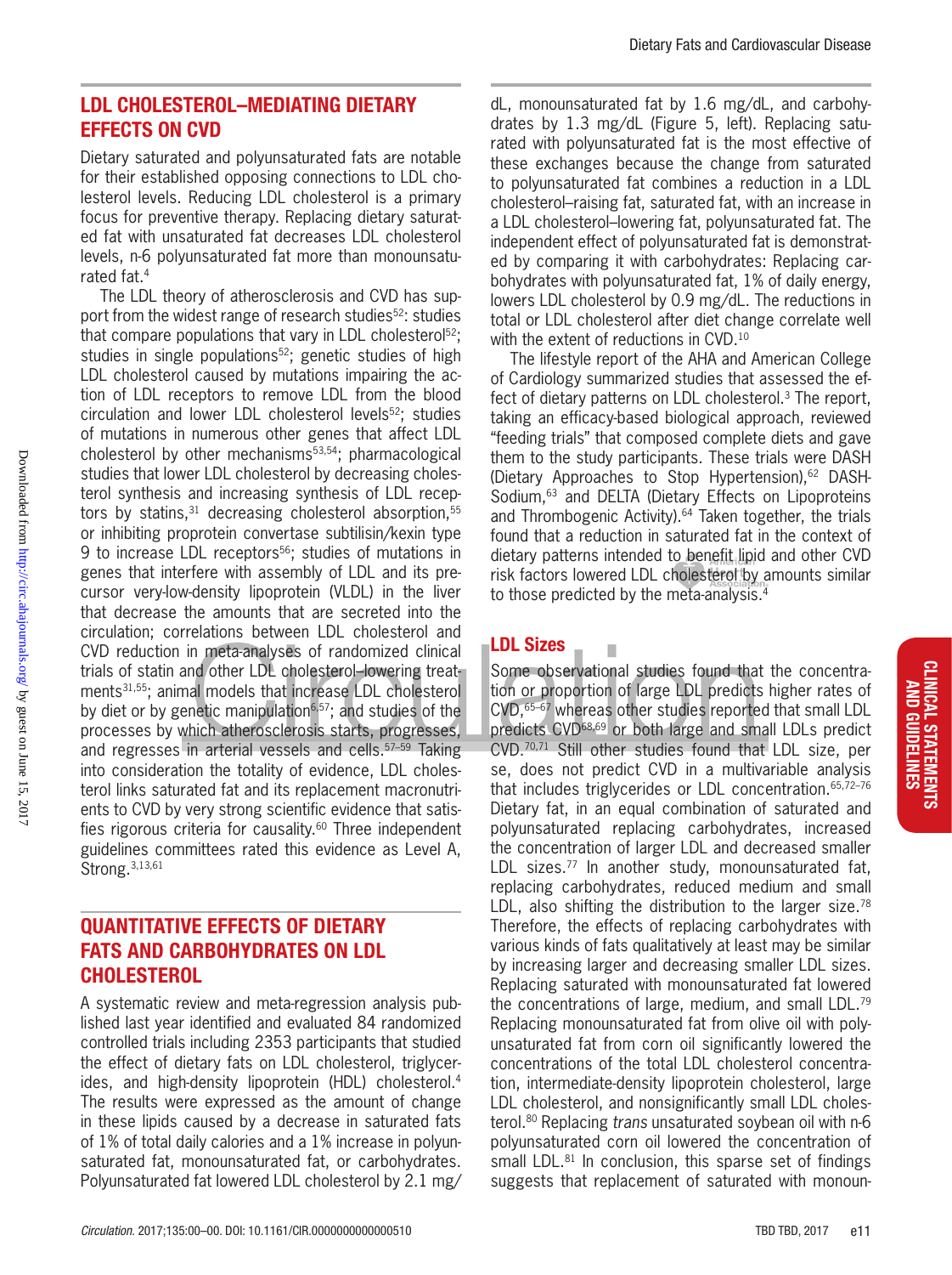## LDL CHOLESTEROL–MEDIATING DIETARY EFFECTS ON CVD

Dietary saturated and polyunsaturated fats are notable for their established opposing connections to LDL cholesterol levels. Reducing LDL cholesterol is a primary focus for preventive therapy. Replacing dietary saturated fat with unsaturated fat decreases LDL cholesterol levels, n-6 polyunsaturated fat more than monounsaturated fat.[4]

The LDL theory of atherosclerosis and CVD has support from the widest range of research studies[52]: studies that compare populations that vary in LDL cholesterol[52]; studies in single populations[52]; genetic studies of high LDL cholesterol caused by mutations impairing the action of LDL receptors to remove LDL from the blood circulation and lower LDL cholesterol levels[52]; studies of mutations in numerous other genes that affect LDL cholesterol by other mechanisms[53,54]; pharmacological studies that lower LDL cholesterol by decreasing cholesterol synthesis and increasing synthesis of LDL receptors by statins,[31] decreasing cholesterol absorption,[55] or inhibiting proprotein convertase subtilisin/kexin type 9 to increase LDL receptors[56]; studies of mutations in genes that interfere with assembly of LDL and its precursor very-low-density lipoprotein (VLDL) in the liver that decrease the amounts that are secreted into the circulation; correlations between LDL cholesterol and CVD reduction in meta-analyses of randomized clinical trials of statin and other LDL cholesterol–lowering treatments[31,55]; animal models that increase LDL cholesterol by diet or by genetic manipulation[6,57]; and studies of the processes by which atherosclerosis starts, progresses, and regresses in arterial vessels and cells.[57–59] Taking into consideration the totality of evidence, LDL cholesterol links saturated fat and its replacement macronutrients to CVD by very strong scientific evidence that satisfies rigorous criteria for causality.[60] Three independent guidelines committees rated this evidence as Level A, Strong.[3,13,61]

## QUANTITATIVE EFFECTS OF DIETARY FATS AND CARBOHYDRATES ON LDL CHOLESTEROL

A systematic review and meta-regression analysis published last year identified and evaluated 84 randomized controlled trials including 2353 participants that studied the effect of dietary fats on LDL cholesterol, triglycerides, and high-density lipoprotein (HDL) cholesterol.[4] The results were expressed as the amount of change in these lipids caused by a decrease in saturated fats of 1% of total daily calories and a 1% increase in polyunsaturated fat, monounsaturated fat, or carbohydrates. Polyunsaturated fat lowered LDL cholesterol by 2.1 mg/dL, monounsaturated fat by 1.6 mg/dL, and carbohydrates by 1.3 mg/dL (Figure 5, left). Replacing saturated with polyunsaturated fat is the most effective of these exchanges because the change from saturated to polyunsaturated fat combines a reduction in a LDL cholesterol–raising fat, saturated fat, with an increase in a LDL cholesterol–lowering fat, polyunsaturated fat. The independent effect of polyunsaturated fat is demonstrated by comparing it with carbohydrates: Replacing carbohydrates with polyunsaturated fat, 1% of daily energy, lowers LDL cholesterol by 0.9 mg/dL. The reductions in total or LDL cholesterol after diet change correlate well with the extent of reductions in CVD.[10]

The lifestyle report of the AHA and American College of Cardiology summarized studies that assessed the effect of dietary patterns on LDL cholesterol.[3] The report, taking an efficacy-based biological approach, reviewed "feeding trials" that composed complete diets and gave them to the study participants. These trials were DASH (Dietary Approaches to Stop Hypertension),[62] DASH-Sodium,[63] and DELTA (Dietary Effects on Lipoproteins and Thrombogenic Activity).[64] Taken together, the trials found that a reduction in saturated fat in the context of dietary patterns intended to benefit lipid and other CVD risk factors lowered LDL cholesterol by amounts similar to those predicted by the meta-analysis.[4]

### LDL Sizes

Some observational studies found that the concentration or proportion of large LDL predicts higher rates of CVD,[65–67] whereas other studies reported that small LDL predicts CVD[68,69] or both large and small LDLs predict CVD.[70,71] Still other studies found that LDL size, per se, does not predict CVD in a multivariable analysis that includes triglycerides or LDL concentration.[65,72–76] Dietary fat, in an equal combination of saturated and polyunsaturated replacing carbohydrates, increased the concentration of larger LDL and decreased smaller LDL sizes.[77] In another study, monounsaturated fat, replacing carbohydrates, reduced medium and small LDL, also shifting the distribution to the larger size.[78] Therefore, the effects of replacing carbohydrates with various kinds of fats qualitatively at least may be similar by increasing larger and decreasing smaller LDL sizes. Replacing saturated with monounsaturated fat lowered the concentrations of large, medium, and small LDL.[79] Replacing monounsaturated fat from olive oil with polyunsaturated fat from corn oil significantly lowered the concentrations of the total LDL cholesterol concentration, intermediate-density lipoprotein cholesterol, large LDL cholesterol, and nonsignificantly small LDL cholesterol.[80] Replacing *trans* unsaturated soybean oil with n-6 polyunsaturated corn oil lowered the concentration of small LDL.[81] In conclusion, this sparse set of findings suggests that replacement of saturated with monoun-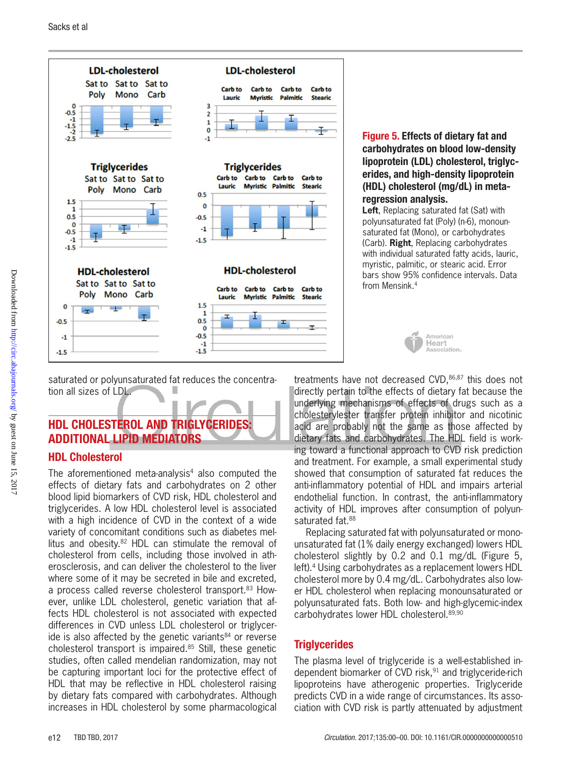**Figure 5. Effects of dietary fat and carbohydrates on blood low-density lipoprotein (LDL) cholesterol, triglycerides, and high-density lipoprotein (HDL) cholesterol (mg/dL) in meta-regression analysis.**

**Left**, Replacing saturated fat (Sat) with polyunsaturated fat (Poly) (n-6), monounsaturated fat (Mono), or carbohydrates (Carb). **Right**, Replacing carbohydrates with individual saturated fatty acids, lauric, myristic, palmitic, or stearic acid. Error bars show 95% confidence intervals. Data from Mensink.[4]

saturated or polyunsaturated fat reduces the concentration all sizes of LDL.

## HDL CHOLESTEROL AND TRIGLYCERIDES: ADDITIONAL LIPID MEDIATORS

### HDL Cholesterol

The aforementioned meta-analysis[4] also computed the effects of dietary fats and carbohydrates on 2 other blood lipid biomarkers of CVD risk, HDL cholesterol and triglycerides. A low HDL cholesterol level is associated with a high incidence of CVD in the context of a wide variety of concomitant conditions such as diabetes mellitus and obesity.[82] HDL can stimulate the removal of cholesterol from cells, including those involved in atherosclerosis, and can deliver the cholesterol to the liver where some of it may be secreted in bile and excreted, a process called reverse cholesterol transport.[83] However, unlike LDL cholesterol, genetic variation that affects HDL cholesterol is not associated with expected differences in CVD unless LDL cholesterol or triglyceride is also affected by the genetic variants[84] or reverse cholesterol transport is impaired.[85] Still, these genetic studies, often called mendelian randomization, may not be capturing important loci for the protective effect of HDL that may be reflective in HDL cholesterol raising by dietary fats compared with carbohydrates. Although increases in HDL cholesterol by some pharmacological treatments have not decreased CVD,[86,87] this does not directly pertain to the effects of dietary fat because the underlying mechanisms of effects of drugs such as a cholesterylester transfer protein inhibitor and nicotinic acid are probably not the same as those affected by dietary fats and carbohydrates. The HDL field is working toward a functional approach to CVD risk prediction and treatment. For example, a small experimental study showed that consumption of saturated fat reduces the anti-inflammatory potential of HDL and impairs arterial endothelial function. In contrast, the anti-inflammatory activity of HDL improves after consumption of polyunsaturated fat.[88]

Replacing saturated fat with polyunsaturated or monounsaturated fat (1% daily energy exchanged) lowers HDL cholesterol slightly by 0.2 and 0.1 mg/dL (Figure 5, left).[4] Using carbohydrates as a replacement lowers HDL cholesterol more by 0.4 mg/dL. Carbohydrates also lower HDL cholesterol when replacing monounsaturated or polyunsaturated fats. Both low- and high-glycemic-index carbohydrates lower HDL cholesterol.[89,90]

### Triglycerides

The plasma level of triglyceride is a well-established independent biomarker of CVD risk,[91] and triglyceride-rich lipoproteins have atherogenic properties. Triglyceride predicts CVD in a wide range of circumstances. Its association with CVD risk is partly attenuated by adjustment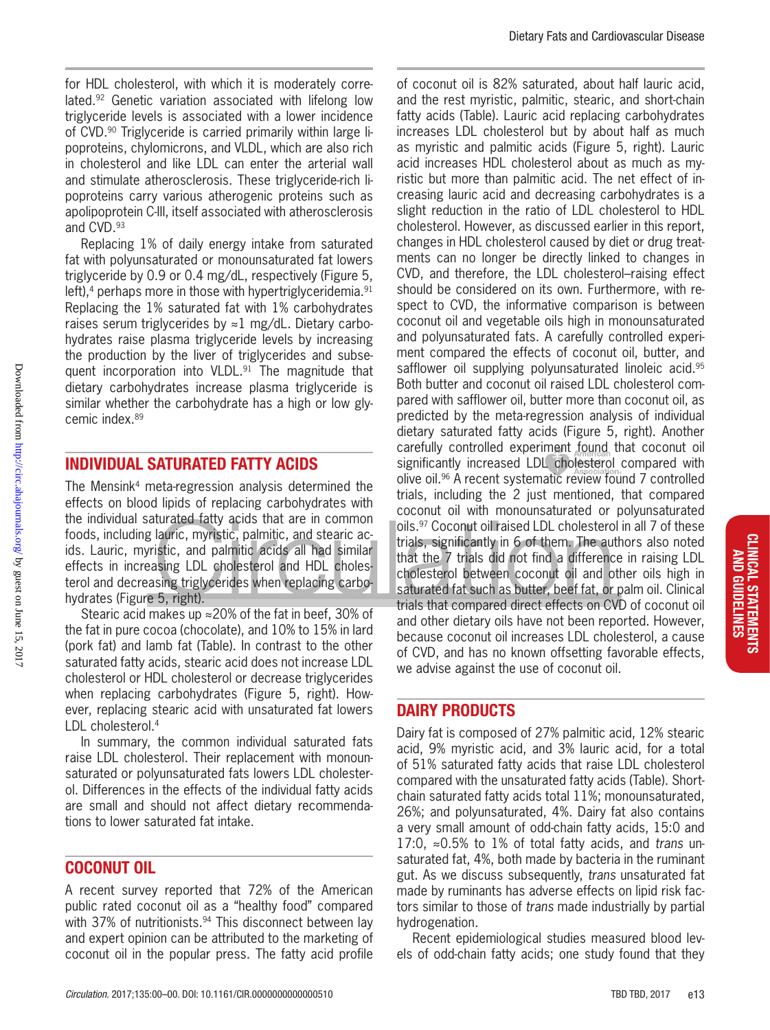for HDL cholesterol, with which it is moderately correlated.[92] Genetic variation associated with lifelong low triglyceride levels is associated with a lower incidence of CVD.[90] Triglyceride is carried primarily within large lipoproteins, chylomicrons, and VLDL, which are also rich in cholesterol and like LDL can enter the arterial wall and stimulate atherosclerosis. These triglyceride-rich lipoproteins carry various atherogenic proteins such as apolipoprotein C-III, itself associated with atherosclerosis and CVD.[93]

Replacing 1% of daily energy intake from saturated fat with polyunsaturated or monounsaturated fat lowers triglyceride by 0.9 or 0.4 mg/dL, respectively (Figure 5, left),[4] perhaps more in those with hypertriglyceridemia.[91] Replacing the 1% saturated fat with 1% carbohydrates raises serum triglycerides by ≈1 mg/dL. Dietary carbohydrates raise plasma triglyceride levels by increasing the production by the liver of triglycerides and subsequent incorporation into VLDL.[91] The magnitude that dietary carbohydrates increase plasma triglyceride is similar whether the carbohydrate has a high or low glycemic index.[89]

## INDIVIDUAL SATURATED FATTY ACIDS

The Mensink[4] meta-regression analysis determined the effects on blood lipids of replacing carbohydrates with the individual saturated fatty acids that are in common foods, including lauric, myristic, palmitic, and stearic acids. Lauric, myristic, and palmitic acids all had similar effects in increasing LDL cholesterol and HDL cholesterol and decreasing triglycerides when replacing carbohydrates (Figure 5, right).

Stearic acid makes up ≈20% of the fat in beef, 30% of the fat in pure cocoa (chocolate), and 10% to 15% in lard (pork fat) and lamb fat (Table). In contrast to the other saturated fatty acids, stearic acid does not increase LDL cholesterol or HDL cholesterol or decrease triglycerides when replacing carbohydrates (Figure 5, right). However, replacing stearic acid with unsaturated fat lowers LDL cholesterol.[4]

In summary, the common individual saturated fats raise LDL cholesterol. Their replacement with monounsaturated or polyunsaturated fats lowers LDL cholesterol. Differences in the effects of the individual fatty acids are small and should not affect dietary recommendations to lower saturated fat intake.

## COCONUT OIL

A recent survey reported that 72% of the American public rated coconut oil as a "healthy food" compared with 37% of nutritionists.[94] This disconnect between lay and expert opinion can be attributed to the marketing of coconut oil in the popular press. The fatty acid profile of coconut oil is 82% saturated, about half lauric acid, and the rest myristic, palmitic, stearic, and short-chain fatty acids (Table). Lauric acid replacing carbohydrates increases LDL cholesterol but by about half as much as myristic and palmitic acids (Figure 5, right). Lauric acid increases HDL cholesterol about as much as myristic but more than palmitic acid. The net effect of increasing lauric acid and decreasing carbohydrates is a slight reduction in the ratio of LDL cholesterol to HDL cholesterol. However, as discussed earlier in this report, changes in HDL cholesterol caused by diet or drug treatments can no longer be directly linked to changes in CVD, and therefore, the LDL cholesterol–raising effect should be considered on its own. Furthermore, with respect to CVD, the informative comparison is between coconut oil and vegetable oils high in monounsaturated and polyunsaturated fats. A carefully controlled experiment compared the effects of coconut oil, butter, and safflower oil supplying polyunsaturated linoleic acid.[95] Both butter and coconut oil raised LDL cholesterol compared with safflower oil, butter more than coconut oil, as predicted by the meta-regression analysis of individual dietary saturated fatty acids (Figure 5, right). Another carefully controlled experiment found that coconut oil significantly increased LDL cholesterol compared with olive oil.[96] A recent systematic review found 7 controlled trials, including the 2 just mentioned, that compared coconut oil with monounsaturated or polyunsaturated oils.[97] Coconut oil raised LDL cholesterol in all 7 of these trials, significantly in 6 of them. The authors also noted that the 7 trials did not find a difference in raising LDL cholesterol between coconut oil and other oils high in saturated fat such as butter, beef fat, or palm oil. Clinical trials that compared direct effects on CVD of coconut oil and other dietary oils have not been reported. However, because coconut oil increases LDL cholesterol, a cause of CVD, and has no known offsetting favorable effects, we advise against the use of coconut oil.

## DAIRY PRODUCTS

Dairy fat is composed of 27% palmitic acid, 12% stearic acid, 9% myristic acid, and 3% lauric acid, for a total of 51% saturated fatty acids that raise LDL cholesterol compared with the unsaturated fatty acids (Table). Short-chain saturated fatty acids total 11%; monounsaturated, 26%; and polyunsaturated, 4%. Dairy fat also contains a very small amount of odd-chain fatty acids, 15:0 and 17:0, ≈0.5% to 1% of total fatty acids, and *trans* unsaturated fat, 4%, both made by bacteria in the ruminant gut. As we discuss subsequently, *trans* unsaturated fat made by ruminants has adverse effects on lipid risk factors similar to those of *trans* made industrially by partial hydrogenation.

Recent epidemiological studies measured blood levels of odd-chain fatty acids; one study found that they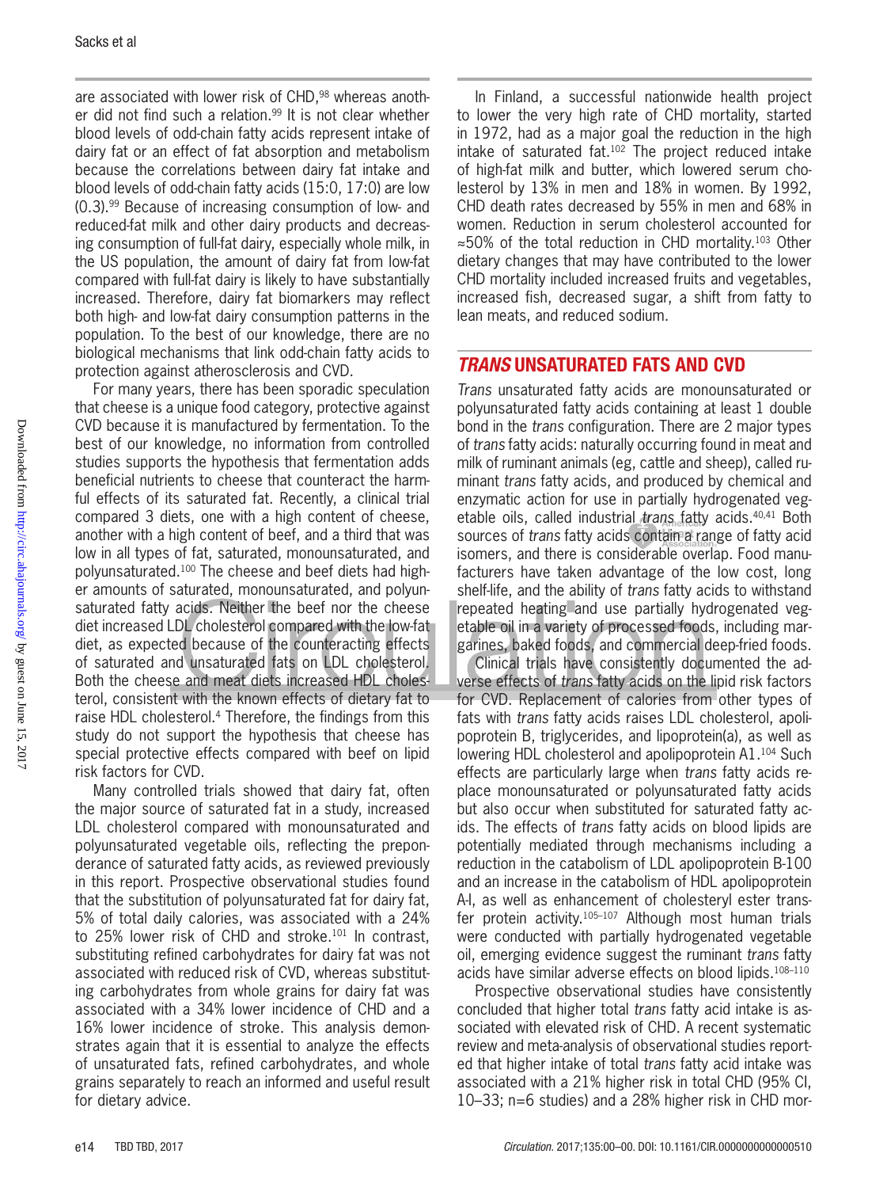are associated with lower risk of CHD,[98] whereas another did not find such a relation.[99] It is not clear whether blood levels of odd-chain fatty acids represent intake of dairy fat or an effect of fat absorption and metabolism because the correlations between dairy fat intake and blood levels of odd-chain fatty acids (15:0, 17:0) are low (0.3).[99] Because of increasing consumption of low- and reduced-fat milk and other dairy products and decreasing consumption of full-fat dairy, especially whole milk, in the US population, the amount of dairy fat from low-fat compared with full-fat dairy is likely to have substantially increased. Therefore, dairy fat biomarkers may reflect both high- and low-fat dairy consumption patterns in the population. To the best of our knowledge, there are no biological mechanisms that link odd-chain fatty acids to protection against atherosclerosis and CVD.

For many years, there has been sporadic speculation that cheese is a unique food category, protective against CVD because it is manufactured by fermentation. To the best of our knowledge, no information from controlled studies supports the hypothesis that fermentation adds beneficial nutrients to cheese that counteract the harmful effects of its saturated fat. Recently, a clinical trial compared 3 diets, one with a high content of cheese, another with a high content of beef, and a third that was low in all types of fat, saturated, monounsaturated, and polyunsaturated.[100] The cheese and beef diets had higher amounts of saturated, monounsaturated, and polyunsaturated fatty acids. Neither the beef nor the cheese diet increased LDL cholesterol compared with the low-fat diet, as expected because of the counteracting effects of saturated and unsaturated fats on LDL cholesterol. Both the cheese and meat diets increased HDL cholesterol, consistent with the known effects of dietary fat to raise HDL cholesterol.[4] Therefore, the findings from this study do not support the hypothesis that cheese has special protective effects compared with beef on lipid risk factors for CVD.

Many controlled trials showed that dairy fat, often the major source of saturated fat in a study, increased LDL cholesterol compared with monounsaturated and polyunsaturated vegetable oils, reflecting the preponderance of saturated fatty acids, as reviewed previously in this report. Prospective observational studies found that the substitution of polyunsaturated fat for dairy fat, 5% of total daily calories, was associated with a 24% to 25% lower risk of CHD and stroke.[101] In contrast, substituting refined carbohydrates for dairy fat was not associated with reduced risk of CVD, whereas substituting carbohydrates from whole grains for dairy fat was associated with a 34% lower incidence of CHD and a 16% lower incidence of stroke. This analysis demonstrates again that it is essential to analyze the effects of unsaturated fats, refined carbohydrates, and whole grains separately to reach an informed and useful result for dietary advice.

In Finland, a successful nationwide health project to lower the very high rate of CHD mortality, started in 1972, had as a major goal the reduction in the high intake of saturated fat.[102] The project reduced intake of high-fat milk and butter, which lowered serum cholesterol by 13% in men and 18% in women. By 1992, CHD death rates decreased by 55% in men and 68% in women. Reduction in serum cholesterol accounted for ≈50% of the total reduction in CHD mortality.[103] Other dietary changes that may have contributed to the lower CHD mortality included increased fruits and vegetables, increased fish, decreased sugar, a shift from fatty to lean meats, and reduced sodium.

## *TRANS* UNSATURATED FATS AND CVD

*Trans* unsaturated fatty acids are monounsaturated or polyunsaturated fatty acids containing at least 1 double bond in the *trans* configuration. There are 2 major types of *trans* fatty acids: naturally occurring found in meat and milk of ruminant animals (eg, cattle and sheep), called ruminant *trans* fatty acids, and produced by chemical and enzymatic action for use in partially hydrogenated vegetable oils, called industrial *trans* fatty acids.[40,41] Both sources of *trans* fatty acids contain a range of fatty acid isomers, and there is considerable overlap. Food manufacturers have taken advantage of the low cost, long shelf-life, and the ability of *trans* fatty acids to withstand repeated heating and use partially hydrogenated vegetable oil in a variety of processed foods, including margarines, baked foods, and commercial deep-fried foods.

Clinical trials have consistently documented the adverse effects of *trans* fatty acids on the lipid risk factors for CVD. Replacement of calories from other types of fats with *trans* fatty acids raises LDL cholesterol, apolipoprotein B, triglycerides, and lipoprotein(a), as well as lowering HDL cholesterol and apolipoprotein A1.[104] Such effects are particularly large when *trans* fatty acids replace monounsaturated or polyunsaturated fatty acids but also occur when substituted for saturated fatty acids. The effects of *trans* fatty acids on blood lipids are potentially mediated through mechanisms including a reduction in the catabolism of LDL apolipoprotein B-100 and an increase in the catabolism of HDL apolipoprotein A-I, as well as enhancement of cholesteryl ester transfer protein activity.[105–107] Although most human trials were conducted with partially hydrogenated vegetable oil, emerging evidence suggest the ruminant *trans* fatty acids have similar adverse effects on blood lipids.[108–110]

Prospective observational studies have consistently concluded that higher total *trans* fatty acid intake is associated with elevated risk of CHD. A recent systematic review and meta-analysis of observational studies reported that higher intake of total *trans* fatty acid intake was associated with a 21% higher risk in total CHD (95% CI, 10–33; n=6 studies) and a 28% higher risk in CHD mor-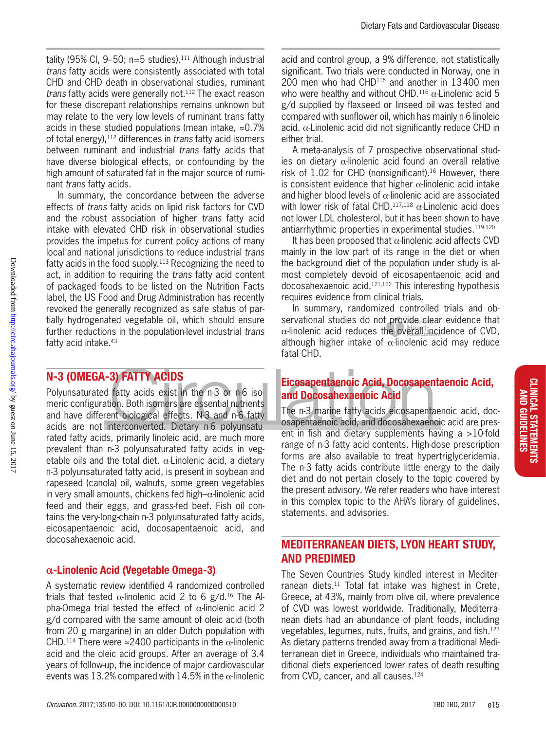tality (95% CI, 9–50; n=5 studies).[111] Although industrial *trans* fatty acids were consistently associated with total CHD and CHD death in observational studies, ruminant *trans* fatty acids were generally not.[112] The exact reason for these discrepant relationships remains unknown but may relate to the very low levels of ruminant trans fatty acids in these studied populations (mean intake, ≈0.7% of total energy),[112] differences in *trans* fatty acid isomers between ruminant and industrial *trans* fatty acids that have diverse biological effects, or confounding by the high amount of saturated fat in the major source of ruminant *trans* fatty acids.

In summary, the concordance between the adverse effects of *trans* fatty acids on lipid risk factors for CVD and the robust association of higher *trans* fatty acid intake with elevated CHD risk in observational studies provides the impetus for current policy actions of many local and national jurisdictions to reduce industrial *trans* fatty acids in the food supply.[113] Recognizing the need to act, in addition to requiring the *trans* fatty acid content of packaged foods to be listed on the Nutrition Facts label, the US Food and Drug Administration has recently revoked the generally recognized as safe status of partially hydrogenated vegetable oil, which should ensure further reductions in the population-level industrial *trans* fatty acid intake.[43]

## N-3 (OMEGA-3) FATTY ACIDS

Polyunsaturated fatty acids exist in the n-3 or n-6 isomeric configuration. Both isomers are essential nutrients and have different biological effects. N-3 and n-6 fatty acids are not interconverted. Dietary n-6 polyunsaturated fatty acids, primarily linoleic acid, are much more prevalent than n-3 polyunsaturated fatty acids in vegetable oils and the total diet. α-Linolenic acid, a dietary n-3 polyunsaturated fatty acid, is present in soybean and rapeseed (canola) oil, walnuts, some green vegetables in very small amounts, chickens fed high–α-linolenic acid feed and their eggs, and grass-fed beef. Fish oil contains the very-long-chain n-3 polyunsaturated fatty acids, eicosapentaenoic acid, docosapentaenoic acid, and docosahexaenoic acid.

### α-Linolenic Acid (Vegetable Omega-3)

A systematic review identified 4 randomized controlled trials that tested α-linolenic acid 2 to 6 g/d.[16] The Alpha-Omega trial tested the effect of α-linolenic acid 2 g/d compared with the same amount of oleic acid (both from 20 g margarine) in an older Dutch population with CHD.[114] There were ≈2400 participants in the α-linolenic acid and the oleic acid groups. After an average of 3.4 years of follow-up, the incidence of major cardiovascular events was 13.2% compared with 14.5% in the α-linolenic acid and control group, a 9% difference, not statistically significant. Two trials were conducted in Norway, one in 200 men who had CHD[115] and another in 13 400 men who were healthy and without CHD.[116] α-Linolenic acid 5 g/d supplied by flaxseed or linseed oil was tested and compared with sunflower oil, which has mainly n-6 linoleic acid. α-Linolenic acid did not significantly reduce CHD in either trial.

A meta-analysis of 7 prospective observational studies on dietary α-linolenic acid found an overall relative risk of 1.02 for CHD (nonsignificant).[16] However, there is consistent evidence that higher α-linolenic acid intake and higher blood levels of α-linolenic acid are associated with lower risk of fatal CHD.[117,118] α-Linolenic acid does not lower LDL cholesterol, but it has been shown to have antiarrhythmic properties in experimental studies.[119,120]

It has been proposed that α-linolenic acid affects CVD mainly in the low part of its range in the diet or when the background diet of the population under study is almost completely devoid of eicosapentaenoic acid and docosahexaenoic acid.[121,122] This interesting hypothesis requires evidence from clinical trials.

In summary, randomized controlled trials and observational studies do not provide clear evidence that α-linolenic acid reduces the overall incidence of CVD, although higher intake of α-linolenic acid may reduce fatal CHD.

### Eicosapentaenoic Acid, Docosapentaenoic Acid, and Docosahexaenoic Acid

The n-3 marine fatty acids eicosapentaenoic acid, docosapentaenoic acid, and docosahexaenoic acid are present in fish and dietary supplements having a >10-fold range of n-3 fatty acid contents. High-dose prescription forms are also available to treat hypertriglyceridemia. The n-3 fatty acids contribute little energy to the daily diet and do not pertain closely to the topic covered by the present advisory. We refer readers who have interest in this complex topic to the AHA's library of guidelines, statements, and advisories.

## MEDITERRANEAN DIETS, LYON HEART STUDY, AND PREDIMED

The Seven Countries Study kindled interest in Mediterranean diets.[11] Total fat intake was highest in Crete, Greece, at 43%, mainly from olive oil, where prevalence of CVD was lowest worldwide. Traditionally, Mediterranean diets had an abundance of plant foods, including vegetables, legumes, nuts, fruits, and grains, and fish.[123] As dietary patterns trended away from a traditional Mediterranean diet in Greece, individuals who maintained traditional diets experienced lower rates of death resulting from CVD, cancer, and all causes.[124]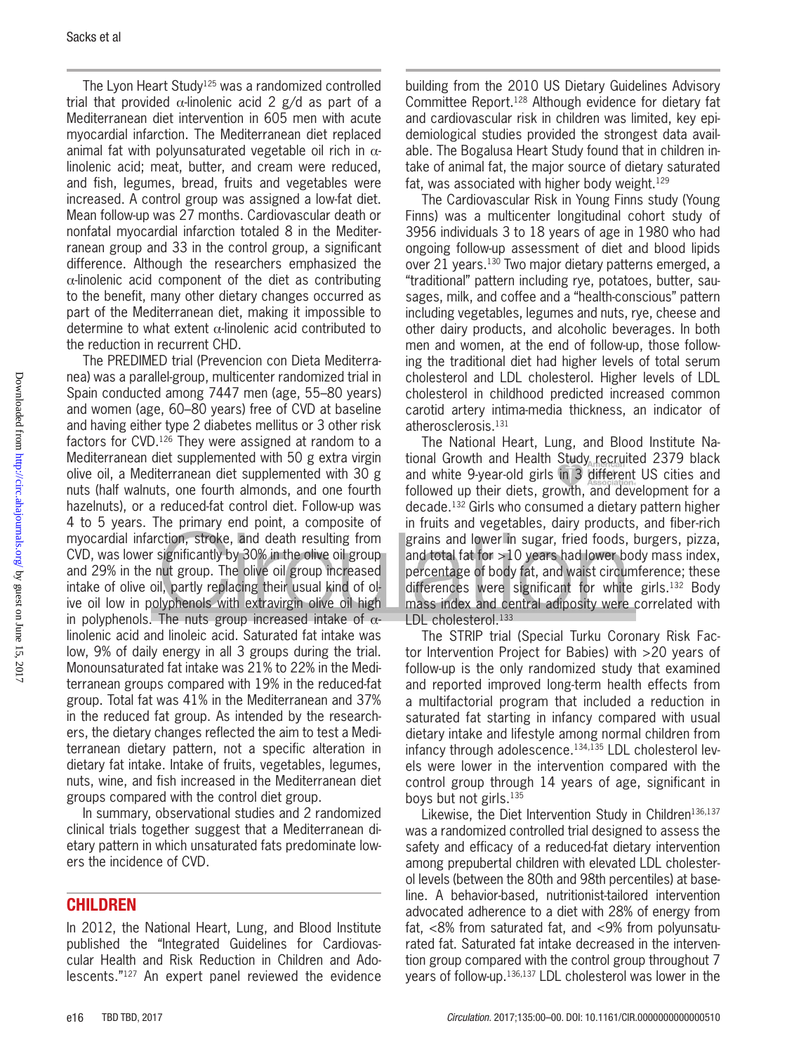The Lyon Heart Study[125] was a randomized controlled trial that provided α-linolenic acid 2 g/d as part of a Mediterranean diet intervention in 605 men with acute myocardial infarction. The Mediterranean diet replaced animal fat with polyunsaturated vegetable oil rich in α-linolenic acid; meat, butter, and cream were reduced, and fish, legumes, bread, fruits and vegetables were increased. A control group was assigned a low-fat diet. Mean follow-up was 27 months. Cardiovascular death or nonfatal myocardial infarction totaled 8 in the Mediterranean group and 33 in the control group, a significant difference. Although the researchers emphasized the α-linolenic acid component of the diet as contributing to the benefit, many other dietary changes occurred as part of the Mediterranean diet, making it impossible to determine to what extent α-linolenic acid contributed to the reduction in recurrent CHD.

The PREDIMED trial (Prevencion con Dieta Mediterranea) was a parallel-group, multicenter randomized trial in Spain conducted among 7447 men (age, 55–80 years) and women (age, 60–80 years) free of CVD at baseline and having either type 2 diabetes mellitus or 3 other risk factors for CVD.[126] They were assigned at random to a Mediterranean diet supplemented with 50 g extra virgin olive oil, a Mediterranean diet supplemented with 30 g nuts (half walnuts, one fourth almonds, and one fourth hazelnuts), or a reduced-fat control diet. Follow-up was 4 to 5 years. The primary end point, a composite of myocardial infarction, stroke, and death resulting from CVD, was lower significantly by 30% in the olive oil group and 29% in the nut group. The olive oil group increased intake of olive oil, partly replacing their usual kind of olive oil low in polyphenols with extravirgin olive oil high in polyphenols. The nuts group increased intake of α-linolenic acid and linoleic acid. Saturated fat intake was low, 9% of daily energy in all 3 groups during the trial. Monounsaturated fat intake was 21% to 22% in the Mediterranean groups compared with 19% in the reduced-fat group. Total fat was 41% in the Mediterranean and 37% in the reduced fat group. As intended by the researchers, the dietary changes reflected the aim to test a Mediterranean dietary pattern, not a specific alteration in dietary fat intake. Intake of fruits, vegetables, legumes, nuts, wine, and fish increased in the Mediterranean diet groups compared with the control diet group.

In summary, observational studies and 2 randomized clinical trials together suggest that a Mediterranean dietary pattern in which unsaturated fats predominate lowers the incidence of CVD.

## CHILDREN

In 2012, the National Heart, Lung, and Blood Institute published the "Integrated Guidelines for Cardiovascular Health and Risk Reduction in Children and Adolescents."[127] An expert panel reviewed the evidence building from the 2010 US Dietary Guidelines Advisory Committee Report.[128] Although evidence for dietary fat and cardiovascular risk in children was limited, key epidemiological studies provided the strongest data available. The Bogalusa Heart Study found that in children intake of animal fat, the major source of dietary saturated fat, was associated with higher body weight.[129]

The Cardiovascular Risk in Young Finns study (Young Finns) was a multicenter longitudinal cohort study of 3956 individuals 3 to 18 years of age in 1980 who had ongoing follow-up assessment of diet and blood lipids over 21 years.[130] Two major dietary patterns emerged, a "traditional" pattern including rye, potatoes, butter, sausages, milk, and coffee and a "health-conscious" pattern including vegetables, legumes and nuts, rye, cheese and other dairy products, and alcoholic beverages. In both men and women, at the end of follow-up, those following the traditional diet had higher levels of total serum cholesterol and LDL cholesterol. Higher levels of LDL cholesterol in childhood predicted increased common carotid artery intima-media thickness, an indicator of atherosclerosis.[131]

The National Heart, Lung, and Blood Institute National Growth and Health Study recruited 2379 black and white 9-year-old girls in 3 different US cities and followed up their diets, growth, and development for a decade.[132] Girls who consumed a dietary pattern higher in fruits and vegetables, dairy products, and fiber-rich grains and lower in sugar, fried foods, burgers, pizza, and total fat for >10 years had lower body mass index, percentage of body fat, and waist circumference; these differences were significant for white girls.[132] Body mass index and central adiposity were correlated with LDL cholesterol.[133]

The STRIP trial (Special Turku Coronary Risk Factor Intervention Project for Babies) with >20 years of follow-up is the only randomized study that examined and reported improved long-term health effects from a multifactorial program that included a reduction in saturated fat starting in infancy compared with usual dietary intake and lifestyle among normal children from infancy through adolescence.[134,135] LDL cholesterol levels were lower in the intervention compared with the control group through 14 years of age, significant in boys but not girls.[135]

Likewise, the Diet Intervention Study in Children[136,137] was a randomized controlled trial designed to assess the safety and efficacy of a reduced-fat dietary intervention among prepubertal children with elevated LDL cholesterol levels (between the 80th and 98th percentiles) at baseline. A behavior-based, nutritionist-tailored intervention advocated adherence to a diet with 28% of energy from fat, <8% from saturated fat, and <9% from polyunsaturated fat. Saturated fat intake decreased in the intervention group compared with the control group throughout 7 years of follow-up.[136,137] LDL cholesterol was lower in the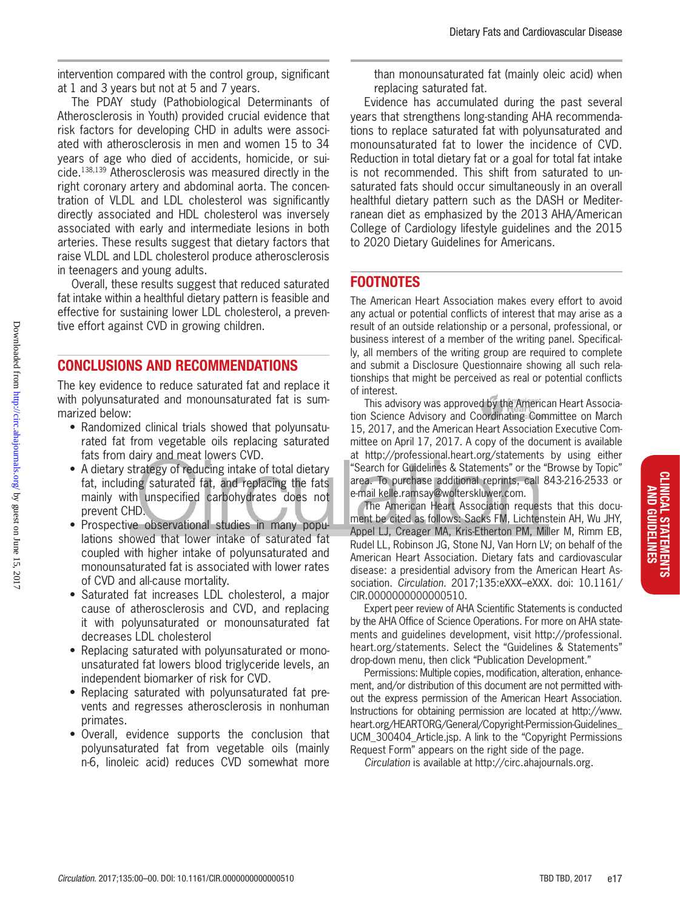intervention compared with the control group, significant at 1 and 3 years but not at 5 and 7 years.

The PDAY study (Pathobiological Determinants of Atherosclerosis in Youth) provided crucial evidence that risk factors for developing CHD in adults were associated with atherosclerosis in men and women 15 to 34 years of age who died of accidents, homicide, or suicide.[138,139] Atherosclerosis was measured directly in the right coronary artery and abdominal aorta. The concentration of VLDL and LDL cholesterol was significantly directly associated and HDL cholesterol was inversely associated with early and intermediate lesions in both arteries. These results suggest that dietary factors that raise VLDL and LDL cholesterol produce atherosclerosis in teenagers and young adults.

Overall, these results suggest that reduced saturated fat intake within a healthful dietary pattern is feasible and effective for sustaining lower LDL cholesterol, a preventive effort against CVD in growing children.

## CONCLUSIONS AND RECOMMENDATIONS

The key evidence to reduce saturated fat and replace it with polyunsaturated and monounsaturated fat is summarized below:

- Randomized clinical trials showed that polyunsaturated fat from vegetable oils replacing saturated fats from dairy and meat lowers CVD.
- A dietary strategy of reducing intake of total dietary fat, including saturated fat, and replacing the fats mainly with unspecified carbohydrates does not prevent CHD.
- Prospective observational studies in many populations showed that lower intake of saturated fat coupled with higher intake of polyunsaturated and monounsaturated fat is associated with lower rates of CVD and all-cause mortality.
- Saturated fat increases LDL cholesterol, a major cause of atherosclerosis and CVD, and replacing it with polyunsaturated or monounsaturated fat decreases LDL cholesterol
- Replacing saturated with polyunsaturated or monounsaturated fat lowers blood triglyceride levels, an independent biomarker of risk for CVD.
- Replacing saturated with polyunsaturated fat prevents and regresses atherosclerosis in nonhuman primates.
- Overall, evidence supports the conclusion that polyunsaturated fat from vegetable oils (mainly n-6, linoleic acid) reduces CVD somewhat more than monounsaturated fat (mainly oleic acid) when replacing saturated fat.

Evidence has accumulated during the past several years that strengthens long-standing AHA recommendations to replace saturated fat with polyunsaturated and monounsaturated fat to lower the incidence of CVD. Reduction in total dietary fat or a goal for total fat intake is not recommended. This shift from saturated to unsaturated fats should occur simultaneously in an overall healthful dietary pattern such as the DASH or Mediterranean diet as emphasized by the 2013 AHA/American College of Cardiology lifestyle guidelines and the 2015 to 2020 Dietary Guidelines for Americans.

## FOOTNOTES

The American Heart Association makes every effort to avoid any actual or potential conflicts of interest that may arise as a result of an outside relationship or a personal, professional, or business interest of a member of the writing panel. Specifically, all members of the writing group are required to complete and submit a Disclosure Questionnaire showing all such relationships that might be perceived as real or potential conflicts of interest.

This advisory was approved by the American Heart Association Science Advisory and Coordinating Committee on March 15, 2017, and the American Heart Association Executive Committee on April 17, 2017. A copy of the document is available at http://professional.heart.org/statements by using either "Search for Guidelines & Statements" or the "Browse by Topic" area. To purchase additional reprints, call 843-216-2533 or e-mail kelle.ramsay@wolterskluwer.com.

The American Heart Association requests that this document be cited as follows: Sacks FM, Lichtenstein AH, Wu JHY, Appel LJ, Creager MA, Kris-Etherton PM, Miller M, Rimm EB, Rudel LL, Robinson JG, Stone NJ, Van Horn LV; on behalf of the American Heart Association. Dietary fats and cardiovascular disease: a presidential advisory from the American Heart Association. *Circulation.* 2017;135:eXXX–eXXX. doi: 10.1161/CIR.0000000000000510.

Expert peer review of AHA Scientific Statements is conducted by the AHA Office of Science Operations. For more on AHA statements and guidelines development, visit http://professional.heart.org/statements. Select the "Guidelines & Statements" drop-down menu, then click "Publication Development."

Permissions: Multiple copies, modification, alteration, enhancement, and/or distribution of this document are not permitted without the express permission of the American Heart Association. Instructions for obtaining permission are located at http://www.heart.org/HEARTORG/General/Copyright-Permission-Guidelines_UCM_300404_Article.jsp. A link to the "Copyright Permissions Request Form" appears on the right side of the page.

*Circulation* is available at http://circ.ahajournals.org.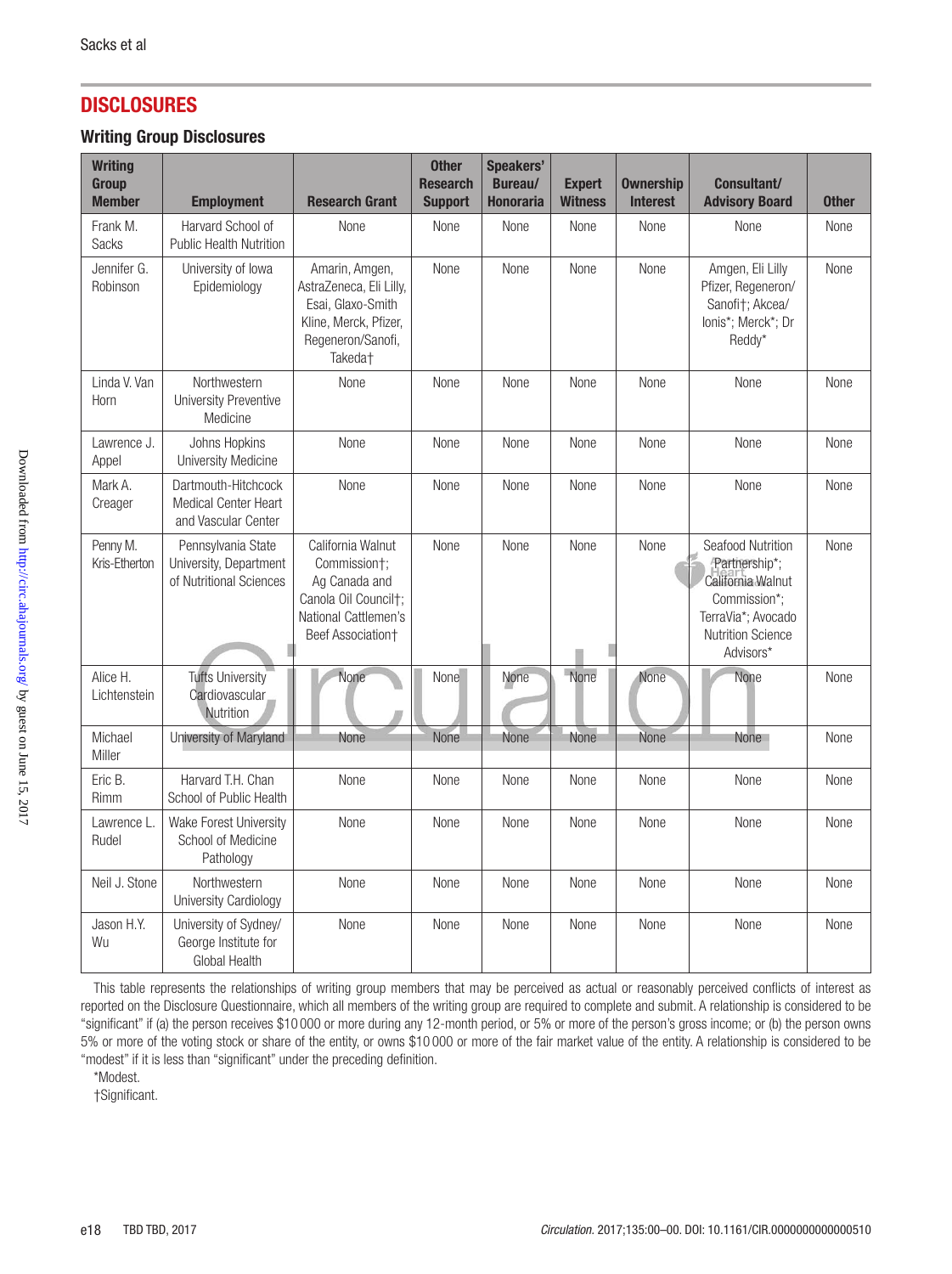## DISCLOSURES

### Writing Group Disclosures

| Writing Group Member | Employment | Research Grant | Other Research Support | Speakers' Bureau/ Honoraria | Expert Witness | Ownership Interest | Consultant/ Advisory Board | Other |
|---|---|---|---|---|---|---|---|---|
| Frank M. Sacks | Harvard School of Public Health Nutrition | None | None | None | None | None | None | None |
| Jennifer G. Robinson | University of Iowa Epidemiology | Amarin, Amgen, AstraZeneca, Eli Lilly, Esai, Glaxo-Smith Kline, Merck, Pfizer, Regeneron/Sanofi, Takeda† | None | None | None | None | Amgen, Eli Lilly Pfizer, Regeneron/ Sanofi†; Akcea/ Ionis*; Merck*; Dr Reddy* | None |
| Linda V. Van Horn | Northwestern University Preventive Medicine | None | None | None | None | None | None | None |
| Lawrence J. Appel | Johns Hopkins University Medicine | None | None | None | None | None | None | None |
| Mark A. Creager | Dartmouth-Hitchcock Medical Center Heart and Vascular Center | None | None | None | None | None | None | None |
| Penny M. Kris-Etherton | Pennsylvania State University, Department of Nutritional Sciences | California Walnut Commission†; Ag Canada and Canola Oil Council†; National Cattlemen's Beef Association† | None | None | None | None | Seafood Nutrition Partnership*; California Walnut Commission*; TerraVia*; Avocado Nutrition Science Advisors* | None |
| Alice H. Lichtenstein | Tufts University Cardiovascular Nutrition | None | None | None | None | None | None | None |
| Michael Miller | University of Maryland | None | None | None | None | None | None | None |
| Eric B. Rimm | Harvard T.H. Chan School of Public Health | None | None | None | None | None | None | None |
| Lawrence L. Rudel | Wake Forest University School of Medicine Pathology | None | None | None | None | None | None | None |
| Neil J. Stone | Northwestern University Cardiology | None | None | None | None | None | None | None |
| Jason H.Y. Wu | University of Sydney/ George Institute for Global Health | None | None | None | None | None | None | None |

This table represents the relationships of writing group members that may be perceived as actual or reasonably perceived conflicts of interest as reported on the Disclosure Questionnaire, which all members of the writing group are required to complete and submit. A relationship is considered to be "significant" if (a) the person receives $10 000 or more during any 12-month period, or 5% or more of the person's gross income; or (b) the person owns 5% or more of the voting stock or share of the entity, or owns $10 000 or more of the fair market value of the entity. A relationship is considered to be "modest" if it is less than "significant" under the preceding definition.

*Modest.

†Significant.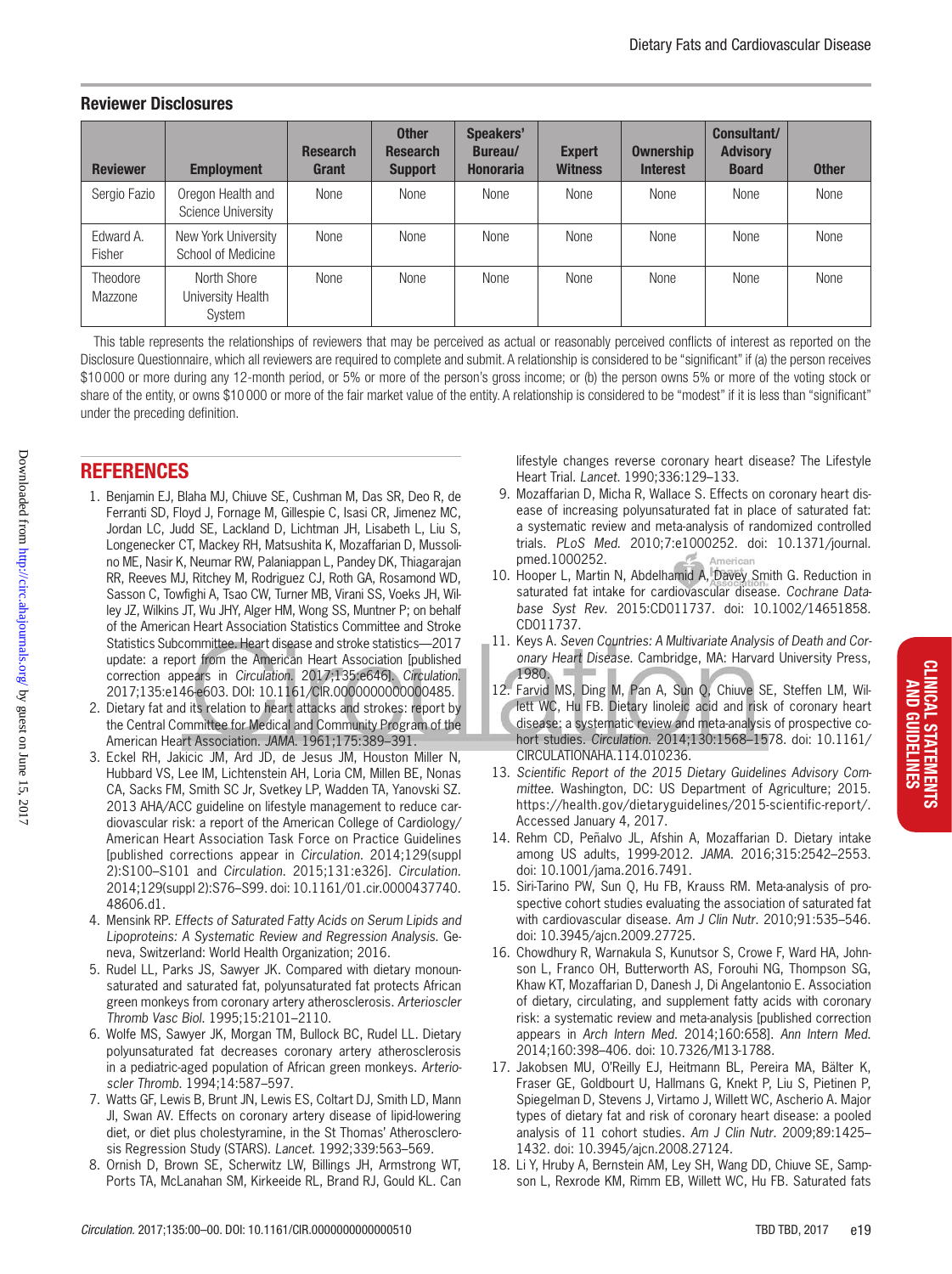## Reviewer Disclosures

| Reviewer | Employment | Research Grant | Other Research Support | Speakers' Bureau/ Honoraria | Expert Witness | Ownership Interest | Consultant/ Advisory Board | Other |
|---|---|---|---|---|---|---|---|---|
| Sergio Fazio | Oregon Health and Science University | None | None | None | None | None | None | None |
| Edward A. Fisher | New York University School of Medicine | None | None | None | None | None | None | None |
| Theodore Mazzone | North Shore University Health System | None | None | None | None | None | None | None |

This table represents the relationships of reviewers that may be perceived as actual or reasonably perceived conflicts of interest as reported on the Disclosure Questionnaire, which all reviewers are required to complete and submit. A relationship is considered to be "significant" if (a) the person receives $10 000 or more during any 12-month period, or 5% or more of the person's gross income; or (b) the person owns 5% or more of the voting stock or share of the entity, or owns $10 000 or more of the fair market value of the entity. A relationship is considered to be "modest" if it is less than "significant" under the preceding definition.

## REFERENCES

1. Benjamin EJ, Blaha MJ, Chiuve SE, Cushman M, Das SR, Deo R, de Ferranti SD, Floyd J, Fornage M, Gillespie C, Isasi CR, Jimenez MC, Jordan LC, Judd SE, Lackland D, Lichtman JH, Lisabeth L, Liu S, Longenecker CT, Mackey RH, Matsushita K, Mozaffarian D, Mussolino ME, Nasir K, Neumar RW, Palaniappan L, Pandey DK, Thiagarajan RR, Reeves MJ, Ritchey M, Rodriguez CJ, Roth GA, Rosamond WD, Sasson C, Towfighi A, Tsao CW, Turner MB, Virani SS, Voeks JH, Willey JZ, Wilkins JT, Wu JHY, Alger HM, Wong SS, Muntner P; on behalf of the American Heart Association Statistics Committee and Stroke Statistics Subcommittee. Heart disease and stroke statistics—2017 update: a report from the American Heart Association [published correction appears in *Circulation*. 2017;135:e646]. *Circulation*. 2017;135:e146–e603. DOI: 10.1161/CIR.0000000000000485.
2. Dietary fat and its relation to heart attacks and strokes: report by the Central Committee for Medical and Community Program of the American Heart Association. *JAMA*. 1961;175:389–391.
3. Eckel RH, Jakicic JM, Ard JD, de Jesus JM, Houston Miller N, Hubbard VS, Lee IM, Lichtenstein AH, Loria CM, Millen BE, Nonas CA, Sacks FM, Smith SC Jr, Svetkey LP, Wadden TA, Yanovski SZ. 2013 AHA/ACC guideline on lifestyle management to reduce cardiovascular risk: a report of the American College of Cardiology/American Heart Association Task Force on Practice Guidelines [published corrections appear in *Circulation*. 2014;129(suppl 2):S100–S101 and *Circulation*. 2015;131:e326]. *Circulation*. 2014;129(suppl 2):S76–S99. doi: 10.1161/01.cir.0000437740.48606.d1.
4. Mensink RP. *Effects of Saturated Fatty Acids on Serum Lipids and Lipoproteins: A Systematic Review and Regression Analysis*. Geneva, Switzerland: World Health Organization; 2016.
5. Rudel LL, Parks JS, Sawyer JK. Compared with dietary monounsaturated and saturated fat, polyunsaturated fat protects African green monkeys from coronary artery atherosclerosis. *Arterioscler Thromb Vasc Biol*. 1995;15:2101–2110.
6. Wolfe MS, Sawyer JK, Morgan TM, Bullock BC, Rudel LL. Dietary polyunsaturated fat decreases coronary artery atherosclerosis in a pediatric-aged population of African green monkeys. *Arterioscler Thromb*. 1994;14:587–597.
7. Watts GF, Lewis B, Brunt JN, Lewis ES, Coltart DJ, Smith LD, Mann JI, Swan AV. Effects on coronary artery disease of lipid-lowering diet, or diet plus cholestyramine, in the St Thomas' Atherosclerosis Regression Study (STARS). *Lancet*. 1992;339:563–569.
8. Ornish D, Brown SE, Scherwitz LW, Billings JH, Armstrong WT, Ports TA, McLanahan SM, Kirkeeide RL, Brand RJ, Gould KL. Can lifestyle changes reverse coronary heart disease? The Lifestyle Heart Trial. *Lancet*. 1990;336:129–133.
9. Mozaffarian D, Micha R, Wallace S. Effects on coronary heart disease of increasing polyunsaturated fat in place of saturated fat: a systematic review and meta-analysis of randomized controlled trials. *PLoS Med*. 2010;7:e1000252. doi: 10.1371/journal.pmed.1000252.
10. Hooper L, Martin N, Abdelhamid A, Davey Smith G. Reduction in saturated fat intake for cardiovascular disease. *Cochrane Database Syst Rev*. 2015:CD011737. doi: 10.1002/14651858.CD011737.
11. Keys A. *Seven Countries: A Multivariate Analysis of Death and Coronary Heart Disease*. Cambridge, MA: Harvard University Press, 1980.
12. Farvid MS, Ding M, Pan A, Sun Q, Chiuve SE, Steffen LM, Willett WC, Hu FB. Dietary linoleic acid and risk of coronary heart disease: a systematic review and meta-analysis of prospective cohort studies. *Circulation*. 2014;130:1568–1578. doi: 10.1161/CIRCULATIONAHA.114.010236.
13. *Scientific Report of the 2015 Dietary Guidelines Advisory Committee*. Washington, DC: US Department of Agriculture; 2015. https://health.gov/dietaryguidelines/2015-scientific-report/. Accessed January 4, 2017.
14. Rehm CD, Peñalvo JL, Afshin A, Mozaffarian D. Dietary intake among US adults, 1999-2012. *JAMA*. 2016;315:2542–2553. doi: 10.1001/jama.2016.7491.
15. Siri-Tarino PW, Sun Q, Hu FB, Krauss RM. Meta-analysis of prospective cohort studies evaluating the association of saturated fat with cardiovascular disease. *Am J Clin Nutr*. 2010;91:535–546. doi: 10.3945/ajcn.2009.27725.
16. Chowdhury R, Warnakula S, Kunutsor S, Crowe F, Ward HA, Johnson L, Franco OH, Butterworth AS, Forouhi NG, Thompson SG, Khaw KT, Mozaffarian D, Danesh J, Di Angelantonio E. Association of dietary, circulating, and supplement fatty acids with coronary risk: a systematic review and meta-analysis [published correction appears in *Arch Intern Med*. 2014;160:658]. *Ann Intern Med*. 2014;160:398–406. doi: 10.7326/M13-1788.
17. Jakobsen MU, O'Reilly EJ, Heitmann BL, Pereira MA, Bälter K, Fraser GE, Goldbourt U, Hallmans G, Knekt P, Liu S, Pietinen P, Spiegelman D, Stevens J, Virtamo J, Willett WC, Ascherio A. Major types of dietary fat and risk of coronary heart disease: a pooled analysis of 11 cohort studies. *Am J Clin Nutr*. 2009;89:1425–1432. doi: 10.3945/ajcn.2008.27124.
18. Li Y, Hruby A, Bernstein AM, Ley SH, Wang DD, Chiuve SE, Sampson L, Rexrode KM, Rimm EB, Willett WC, Hu FB. Saturated fats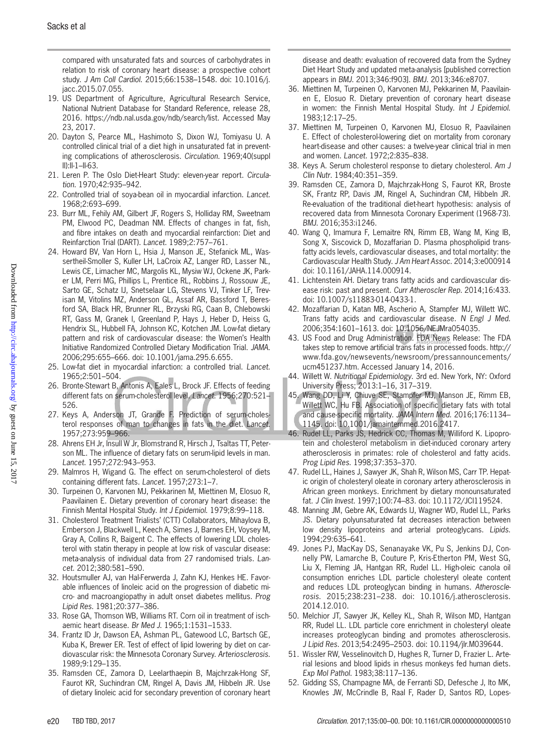compared with unsaturated fats and sources of carbohydrates in relation to risk of coronary heart disease: a prospective cohort study. *J Am Coll Cardiol.* 2015;66:1538–1548. doi: 10.1016/j.jacc.2015.07.055.

19. US Department of Agriculture, Agricultural Research Service, National Nutrient Database for Standard Reference, release 28, 2016. https://ndb.nal.usda.gov/ndb/search/list. Accessed May 23, 2017.
20. Dayton S, Pearce ML, Hashimoto S, Dixon WJ, Tomiyasu U. A controlled clinical trial of a diet high in unsaturated fat in preventing complications of atherosclerosis. *Circulation.* 1969;40(suppl II):II-1–II-63.
21. Leren P. The Oslo Diet-Heart Study: eleven-year report. *Circulation.* 1970;42:935–942.
22. Controlled trial of soya-bean oil in myocardial infarction. *Lancet.* 1968;2:693–699.
23. Burr ML, Fehily AM, Gilbert JF, Rogers S, Holliday RM, Sweetnam PM, Elwood PC, Deadman NM. Effects of changes in fat, fish, and fibre intakes on death and myocardial reinfarction: Diet and Reinfarction Trial (DART). *Lancet.* 1989;2:757–761.
24. Howard BV, Van Horn L, Hsia J, Manson JE, Stefanick ML, Wassertheil-Smoller S, Kuller LH, LaCroix AZ, Langer RD, Lasser NL, Lewis CE, Limacher MC, Margolis KL, Mysiw WJ, Ockene JK, Parker LM, Perri MG, Phillips L, Prentice RL, Robbins J, Rossouw JE, Sarto GE, Schatz IJ, Snetselaar LG, Stevens VJ, Tinker LF, Trevisan M, Vitolins MZ, Anderson GL, Assaf AR, Bassford T, Beresford SA, Black HR, Brunner RL, Brzyski RG, Caan B, Chlebowski RT, Gass M, Granek I, Greenland P, Hays J, Heber D, Heiss G, Hendrix SL, Hubbell FA, Johnson KC, Kotchen JM. Low-fat dietary pattern and risk of cardiovascular disease: the Women's Health Initiative Randomized Controlled Dietary Modification Trial. *JAMA.* 2006;295:655–666. doi: 10.1001/jama.295.6.655.
25. Low-fat diet in myocardial infarction: a controlled trial. *Lancet.* 1965;2:501–504.
26. Bronte-Stewart B, Antonis A, Eales L, Brock JF. Effects of feeding different fats on serum-cholesterol level. *Lancet.* 1956;270:521–526.
27. Keys A, Anderson JT, Grande F. Prediction of serum-cholesterol responses of man to changes in fats in the diet. *Lancet.* 1957;273:959–966.
28. Ahrens EH Jr, Insull W Jr, Blomstrand R, Hirsch J, Tsaltas TT, Peterson ML. The influence of dietary fats on serum-lipid levels in man. *Lancet.* 1957;272:943–953.
29. Malmros H, Wigand G. The effect on serum-cholesterol of diets containing different fats. *Lancet.* 1957;273:1–7.
30. Turpeinen O, Karvonen MJ, Pekkarinen M, Miettinen M, Elosuo R, Paavilainen E. Dietary prevention of coronary heart disease: the Finnish Mental Hospital Study. *Int J Epidemiol.* 1979;8:99–118.
31. Cholesterol Treatment Trialists' (CTT) Collaborators, Mihaylova B, Emberson J, Blackwell L, Keech A, Simes J, Barnes EH, Voysey M, Gray A, Collins R, Baigent C. The effects of lowering LDL cholesterol with statin therapy in people at low risk of vascular disease: meta-analysis of individual data from 27 randomised trials. *Lancet.* 2012;380:581–590.
32. Houtsmuller AJ, van Hal-Ferwerda J, Zahn KJ, Henkes HE. Favorable influences of linoleic acid on the progression of diabetic micro- and macroangiopathy in adult onset diabetes mellitus. *Prog Lipid Res.* 1981;20:377–386.
33. Rose GA, Thomson WB, Williams RT. Corn oil in treatment of ischaemic heart disease. *Br Med J.* 1965;1:1531–1533.
34. Frantz ID Jr, Dawson EA, Ashman PL, Gatewood LC, Bartsch GE, Kuba K, Brewer ER. Test of effect of lipid lowering by diet on cardiovascular risk: the Minnesota Coronary Survey. *Arteriosclerosis.* 1989;9:129–135.
35. Ramsden CE, Zamora D, Leelarthaepin B, Majchrzak-Hong SF, Faurot KR, Suchindran CM, Ringel A, Davis JM, Hibbeln JR. Use of dietary linoleic acid for secondary prevention of coronary heart disease and death: evaluation of recovered data from the Sydney Diet Heart Study and updated meta-analysis [published correction appears in *BMJ.* 2013;346:f903]. *BMJ.* 2013;346:e8707.
36. Miettinen M, Turpeinen O, Karvonen MJ, Pekkarinen M, Paavilainen E, Elosuo R. Dietary prevention of coronary heart disease in women: the Finnish Mental Hospital Study. *Int J Epidemiol.* 1983;12:17–25.
37. Miettinen M, Turpeinen O, Karvonen MJ, Elosuo R, Paavilainen E. Effect of cholesterol-lowering diet on mortality from coronary heart-disease and other causes: a twelve-year clinical trial in men and women. *Lancet.* 1972;2:835–838.
38. Keys A. Serum cholesterol response to dietary cholesterol. *Am J Clin Nutr.* 1984;40:351–359.
39. Ramsden CE, Zamora D, Majchrzak-Hong S, Faurot KR, Broste SK, Frantz RP, Davis JM, Ringel A, Suchindran CM, Hibbeln JR. Re-evaluation of the traditional diet-heart hypothesis: analysis of recovered data from Minnesota Coronary Experiment (1968-73). *BMJ.* 2016;353:i1246.
40. Wang Q, Imamura F, Lemaitre RN, Rimm EB, Wang M, King IB, Song X, Siscovick D, Mozaffarian D. Plasma phospholipid trans-fatty acids levels, cardiovascular diseases, and total mortality: the Cardiovascular Health Study. *J Am Heart Assoc.* 2014;3:e000914 doi: 10.1161/JAHA.114.000914.
41. Lichtenstein AH. Dietary trans fatty acids and cardiovascular disease risk: past and present. *Curr Atheroscler Rep.* 2014;16:433. doi: 10.1007/s11883-014-0433-1.
42. Mozaffarian D, Katan MB, Ascherio A, Stampfer MJ, Willett WC. Trans fatty acids and cardiovascular disease. *N Engl J Med.* 2006;354:1601–1613. doi: 10.1056/NEJMra054035.
43. US Food and Drug Administration. FDA News Release: The FDA takes step to remove artificial trans fats in processed foods. http://www.fda.gov/newsevents/newsroom/pressannouncements/ucm451237.htm. Accessed January 14, 2016.
44. Willett W. *Nutritional Epidemiology.* 3rd ed. New York, NY: Oxford University Press; 2013:1–16, 317–319.
45. Wang DD, Li Y, Chiuve SE, Stampfer MJ, Manson JE, Rimm EB, Willett WC, Hu FB. Association of specific dietary fats with total and cause-specific mortality. *JAMA Intern Med.* 2016;176:1134–1145. doi: 10.1001/jamainternmed.2016.2417.
46. Rudel LL, Parks JS, Hedrick CC, Thomas M, Williford K. Lipoprotein and cholesterol metabolism in diet-induced coronary artery atherosclerosis in primates: role of cholesterol and fatty acids. *Prog Lipid Res.* 1998;37:353–370.
47. Rudel LL, Haines J, Sawyer JK, Shah R, Wilson MS, Carr TP. Hepatic origin of cholesteryl oleate in coronary artery atherosclerosis in African green monkeys. Enrichment by dietary monounsaturated fat. *J Clin Invest.* 1997;100:74–83. doi: 10.1172/JCI119524.
48. Manning JM, Gebre AK, Edwards IJ, Wagner WD, Rudel LL, Parks JS. Dietary polyunsaturated fat decreases interaction between low density lipoproteins and arterial proteoglycans. *Lipids.* 1994;29:635–641.
49. Jones PJ, MacKay DS, Senanayake VK, Pu S, Jenkins DJ, Connelly PW, Lamarche B, Couture P, Kris-Etherton PM, West SG, Liu X, Fleming JA, Hantgan RR, Rudel LL. High-oleic canola oil consumption enriches LDL particle cholesteryl oleate content and reduces LDL proteoglycan binding in humans. *Atherosclerosis.* 2015;238:231–238. doi: 10.1016/j.atherosclerosis.2014.12.010.
50. Melchior JT, Sawyer JK, Kelley KL, Shah R, Wilson MD, Hantgan RR, Rudel LL. LDL particle core enrichment in cholesteryl oleate increases proteoglycan binding and promotes atherosclerosis. *J Lipid Res.* 2013;54:2495–2503. doi: 10.1194/jlr.M039644.
51. Wissler RW, Vesselinovitch D, Hughes R, Turner D, Frazier L. Arterial lesions and blood lipids in rhesus monkeys fed human diets. *Exp Mol Pathol.* 1983;38:117–136.
52. Gidding SS, Champagne MA, de Ferranti SD, Defesche J, Ito MK, Knowles JW, McCrindle B, Raal F, Rader D, Santos RD, Lopes-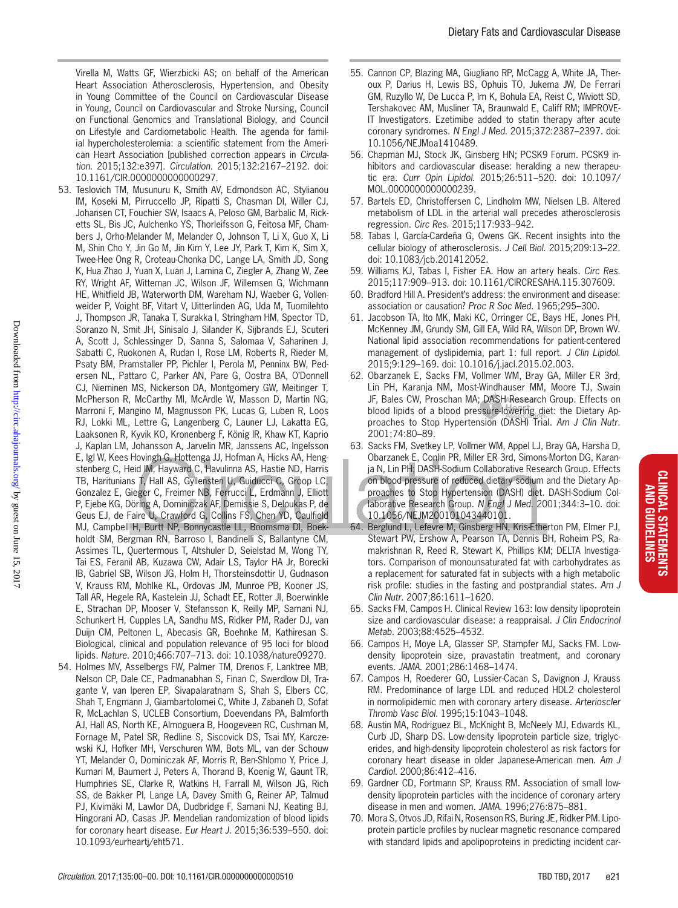Virella M, Watts GF, Wierzbicki AS; on behalf of the American Heart Association Atherosclerosis, Hypertension, and Obesity in Young Committee of the Council on Cardiovascular Disease in Young, Council on Cardiovascular and Stroke Nursing, Council on Functional Genomics and Translational Biology, and Council on Lifestyle and Cardiometabolic Health. The agenda for familial hypercholesterolemia: a scientific statement from the American Heart Association [published correction appears in *Circulation*. 2015;132:e397]. *Circulation*. 2015;132:2167–2192. doi: 10.1161/CIR.0000000000000297.

53. Teslovich TM, Musunuru K, Smith AV, Edmondson AC, Stylianou IM, Koseki M, Pirruccello JP, Ripatti S, Chasman DI, Willer CJ, Johansen CT, Fouchier SW, Isaacs A, Peloso GM, Barbalic M, Ricketts SL, Bis JC, Aulchenko YS, Thorleifsson G, Feitosa MF, Chambers J, Orho-Melander M, Melander O, Johnson T, Li X, Guo X, Li M, Shin Cho Y, Jin Go M, Jin Kim Y, Lee JY, Park T, Kim K, Sim X, Twee-Hee Ong R, Croteau-Chonka DC, Lange LA, Smith JD, Song K, Hua Zhao J, Yuan X, Luan J, Lamina C, Ziegler A, Zhang W, Zee RY, Wright AF, Witteman JC, Wilson JF, Willemsen G, Wichmann HE, Whitfield JB, Waterworth DM, Wareham NJ, Waeber G, Vollenweider P, Voight BF, Vitart V, Uitterlinden AG, Uda M, Tuomilehto J, Thompson JR, Tanaka T, Surakka I, Stringham HM, Spector TD, Soranzo N, Smit JH, Sinisalo J, Silander K, Sijbrands EJ, Scuteri A, Scott J, Schlessinger D, Sanna S, Salomaa V, Saharinen J, Sabatti C, Ruokonen A, Rudan I, Rose LM, Roberts R, Rieder M, Psaty BM, Pramstaller PP, Pichler I, Perola M, Penninx BW, Pedersen NL, Pattaro C, Parker AN, Pare G, Oostra BA, O'Donnell CJ, Nieminen MS, Nickerson DA, Montgomery GW, Meitinger T, McPherson R, McCarthy MI, McArdle W, Masson D, Martin NG, Marroni F, Mangino M, Magnusson PK, Lucas G, Luben R, Loos RJ, Lokki ML, Lettre G, Langenberg C, Launer LJ, Lakatta EG, Laaksonen R, Kyvik KO, Kronenberg F, König IR, Khaw KT, Kaprio J, Kaplan LM, Johansson A, Jarvelin MR, Janssens AC, Ingelsson E, Igl W, Kees Hovingh G, Hottenga JJ, Hofman A, Hicks AA, Hengstenberg C, Heid IM, Hayward C, Havulinna AS, Hastie ND, Harris TB, Haritunians T, Hall AS, Gyllensten U, Guiducci C, Groop LC, Gonzalez E, Gieger C, Freimer NB, Ferrucci L, Erdmann J, Elliott P, Ejebe KG, Döring A, Dominiczak AF, Demissie S, Deloukas P, de Geus EJ, de Faire U, Crawford G, Collins FS, Chen YD, Caulfield MJ, Campbell H, Burtt NP, Bonnycastle LL, Boomsma DI, Boekholdt SM, Bergman RN, Barroso I, Bandinelli S, Ballantyne CM, Assimes TL, Quertermous T, Altshuler D, Seielstad M, Wong TY, Tai ES, Feranil AB, Kuzawa CW, Adair LS, Taylor HA Jr, Borecki IB, Gabriel SB, Wilson JG, Holm H, Thorsteinsdottir U, Gudnason V, Krauss RM, Mohlke KL, Ordovas JM, Munroe PB, Kooner JS, Tall AR, Hegele RA, Kastelein JJ, Schadt EE, Rotter JI, Boerwinkle E, Strachan DP, Mooser V, Stefansson K, Reilly MP, Samani NJ, Schunkert H, Cupples LA, Sandhu MS, Ridker PM, Rader DJ, van Duijn CM, Peltonen L, Abecasis GR, Boehnke M, Kathiresan S. Biological, clinical and population relevance of 95 loci for blood lipids. *Nature*. 2010;466:707–713. doi: 10.1038/nature09270.
54. Holmes MV, Asselbergs FW, Palmer TM, Drenos F, Lanktree MB, Nelson CP, Dale CE, Padmanabhan S, Finan C, Swerdlow DI, Tragante V, van Iperen EP, Sivapalaratnam S, Shah S, Elbers CC, Shah T, Engmann J, Giambartolomei C, White J, Zabaneh D, Sofat R, McLachlan S, UCLEB Consortium, Doevendans PA, Balmforth AJ, Hall AS, North KE, Almoguera B, Hoogeveen RC, Cushman M, Fornage M, Patel SR, Redline S, Siscovick DS, Tsai MY, Karczewski KJ, Hofker MH, Verschuren WM, Bots ML, van der Schouw YT, Melander O, Dominiczak AF, Morris R, Ben-Shlomo Y, Price J, Kumari M, Baumert J, Peters A, Thorand B, Koenig W, Gaunt TR, Humphries SE, Clarke R, Watkins H, Farrall M, Wilson JG, Rich SS, de Bakker PI, Lange LA, Davey Smith G, Reiner AP, Talmud PJ, Kivimäki M, Lawlor DA, Dudbridge F, Samani NJ, Keating BJ, Hingorani AD, Casas JP. Mendelian randomization of blood lipids for coronary heart disease. *Eur Heart J*. 2015;36:539–550. doi: 10.1093/eurheartj/eht571.
55. Cannon CP, Blazing MA, Giugliano RP, McCagg A, White JA, Theroux P, Darius H, Lewis BS, Ophuis TO, Jukema JW, De Ferrari GM, Ruzyllo W, De Lucca P, Im K, Bohula EA, Reist C, Wiviott SD, Tershakovec AM, Musliner TA, Braunwald E, Califf RM; IMPROVE-IT Investigators. Ezetimibe added to statin therapy after acute coronary syndromes. *N Engl J Med*. 2015;372:2387–2397. doi: 10.1056/NEJMoa1410489.
56. Chapman MJ, Stock JK, Ginsberg HN; PCSK9 Forum. PCSK9 inhibitors and cardiovascular disease: heralding a new therapeutic era. *Curr Opin Lipidol*. 2015;26:511–520. doi: 10.1097/MOL.0000000000000239.
57. Bartels ED, Christoffersen C, Lindholm MW, Nielsen LB. Altered metabolism of LDL in the arterial wall precedes atherosclerosis regression. *Circ Res*. 2015;117:933–942.
58. Tabas I, García-Cardeña G, Owens GK. Recent insights into the cellular biology of atherosclerosis. *J Cell Biol*. 2015;209:13–22. doi: 10.1083/jcb.201412052.
59. Williams KJ, Tabas I, Fisher EA. How an artery heals. *Circ Res*. 2015;117:909–913. doi: 10.1161/CIRCRESAHA.115.307609.
60. Bradford Hill A. President's address: the environment and disease: association or causation? *Proc R Soc Med*. 1965;295–300.
61. Jacobson TA, Ito MK, Maki KC, Orringer CE, Bays HE, Jones PH, McKenney JM, Grundy SM, Gill EA, Wild RA, Wilson DP, Brown WV. National lipid association recommendations for patient-centered management of dyslipidemia, part 1: full report. *J Clin Lipidol*. 2015;9:129–169. doi: 10.1016/j.jacl.2015.02.003.
62. Obarzanek E, Sacks FM, Vollmer WM, Bray GA, Miller ER 3rd, Lin PH, Karanja NM, Most-Windhauser MM, Moore TJ, Swain JF, Bales CW, Proschan MA; DASH Research Group. Effects on blood lipids of a blood pressure-lowering diet: the Dietary Approaches to Stop Hypertension (DASH) Trial. *Am J Clin Nutr*. 2001;74:80–89.
63. Sacks FM, Svetkey LP, Vollmer WM, Appel LJ, Bray GA, Harsha D, Obarzanek E, Conlin PR, Miller ER 3rd, Simons-Morton DG, Karanja N, Lin PH; DASH-Sodium Collaborative Research Group. Effects on blood pressure of reduced dietary sodium and the Dietary Approaches to Stop Hypertension (DASH) diet. DASH-Sodium Collaborative Research Group. *N Engl J Med*. 2001;344:3–10. doi: 10.1056/NEJM200101043440101.
64. Berglund L, Lefevre M, Ginsberg HN, Kris-Etherton PM, Elmer PJ, Stewart PW, Ershow A, Pearson TA, Dennis BH, Roheim PS, Ramakrishnan R, Reed R, Stewart K, Phillips KM; DELTA Investigators. Comparison of monounsaturated fat with carbohydrates as a replacement for saturated fat in subjects with a high metabolic risk profile: studies in the fasting and postprandial states. *Am J Clin Nutr*. 2007;86:1611–1620.
65. Sacks FM, Campos H. Clinical Review 163: low density lipoprotein size and cardiovascular disease: a reappraisal. *J Clin Endocrinol Metab*. 2003;88:4525–4532.
66. Campos H, Moye LA, Glasser SP, Stampfer MJ, Sacks FM. Low-density lipoprotein size, pravastatin treatment, and coronary events. *JAMA*. 2001;286:1468–1474.
67. Campos H, Roederer GO, Lussier-Cacan S, Davignon J, Krauss RM. Predominance of large LDL and reduced HDL2 cholesterol in normolipidemic men with coronary artery disease. *Arterioscler Thromb Vasc Biol*. 1995;15:1043–1048.
68. Austin MA, Rodriguez BL, McKnight B, McNeely MJ, Edwards KL, Curb JD, Sharp DS. Low-density lipoprotein particle size, triglycerides, and high-density lipoprotein cholesterol as risk factors for coronary heart disease in older Japanese-American men. *Am J Cardiol*. 2000;86:412–416.
69. Gardner CD, Fortmann SP, Krauss RM. Association of small low-density lipoprotein particles with the incidence of coronary artery disease in men and women. *JAMA*. 1996;276:875–881.
70. Mora S, Otvos JD, Rifai N, Rosenson RS, Buring JE, Ridker PM. Lipoprotein particle profiles by nuclear magnetic resonance compared with standard lipids and apolipoproteins in predicting incident car-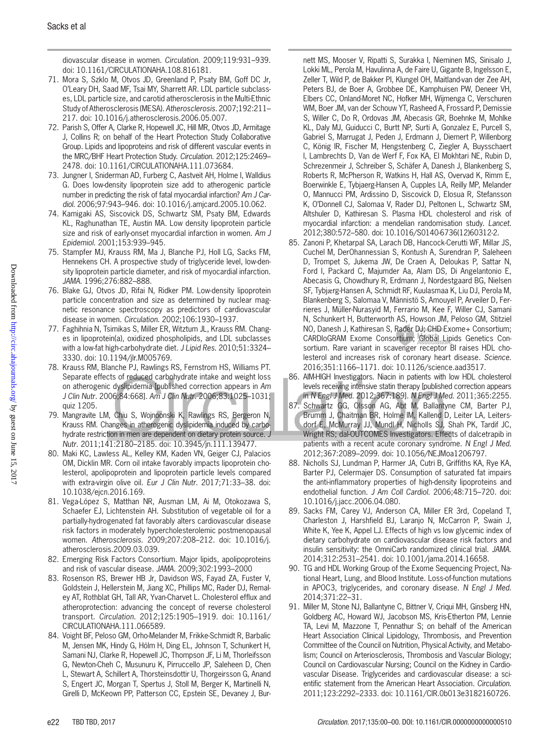diovascular disease in women. *Circulation*. 2009;119:931–939. doi: 10.1161/CIRCULATIONAHA.108.816181.

71. Mora S, Szklo M, Otvos JD, Greenland P, Psaty BM, Goff DC Jr, O'Leary DH, Saad MF, Tsai MY, Sharrett AR. LDL particle subclasses, LDL particle size, and carotid atherosclerosis in the Multi-Ethnic Study of Atherosclerosis (MESA). *Atherosclerosis*. 2007;192:211–217. doi: 10.1016/j.atherosclerosis.2006.05.007.
72. Parish S, Offer A, Clarke R, Hopewell JC, Hill MR, Otvos JD, Armitage J, Collins R; on behalf of the Heart Protection Study Collaborative Group. Lipids and lipoproteins and risk of different vascular events in the MRC/BHF Heart Protection Study. *Circulation*. 2012;125:2469–2478. doi: 10.1161/CIRCULATIONAHA.111.073684.
73. Jungner I, Sniderman AD, Furberg C, Aastveit AH, Holme I, Walldius G. Does low-density lipoprotein size add to atherogenic particle number in predicting the risk of fatal myocardial infarction? *Am J Cardiol*. 2006;97:943–946. doi: 10.1016/j.amjcard.2005.10.062.
74. Kamigaki AS, Siscovick DS, Schwartz SM, Psaty BM, Edwards KL, Raghunathan TE, Austin MA. Low density lipoprotein particle size and risk of early-onset myocardial infarction in women. *Am J Epidemiol*. 2001;153:939–945.
75. Stampfer MJ, Krauss RM, Ma J, Blanche PJ, Holl LG, Sacks FM, Hennekens CH. A prospective study of triglyceride level, low-density lipoprotein particle diameter, and risk of myocardial infarction. *JAMA*. 1996;276:882–888.
76. Blake GJ, Otvos JD, Rifai N, Ridker PM. Low-density lipoprotein particle concentration and size as determined by nuclear magnetic resonance spectroscopy as predictors of cardiovascular disease in women. *Circulation*. 2002;106:1930–1937.
77. Faghihnia N, Tsimikas S, Miller ER, Witztum JL, Krauss RM. Changes in lipoprotein(a), oxidized phospholipids, and LDL subclasses with a low-fat high-carbohydrate diet. *J Lipid Res*. 2010;51:3324–3330. doi: 10.1194/jlr.M005769.
78. Krauss RM, Blanche PJ, Rawlings RS, Fernstrom HS, Williams PT. Separate effects of reduced carbohydrate intake and weight loss on atherogenic dyslipidemia [published correction appears in *Am J Clin Nutr*. 2006;84:668]. *Am J Clin Nutr*. 2006;83:1025–1031; quiz 1205.
79. Mangravite LM, Chiu S, Wojnoonski K, Rawlings RS, Bergeron N, Krauss RM. Changes in atherogenic dyslipidemia induced by carbohydrate restriction in men are dependent on dietary protein source. *J Nutr*. 2011;141:2180–2185. doi: 10.3945/jn.111.139477.
80. Maki KC, Lawless AL, Kelley KM, Kaden VN, Geiger CJ, Palacios OM, Dicklin MR. Corn oil intake favorably impacts lipoprotein cholesterol, apolipoprotein and lipoprotein particle levels compared with extra-virgin olive oil. *Eur J Clin Nutr*. 2017;71:33–38. doi: 10.1038/ejcn.2016.169.
81. Vega-López S, Matthan NR, Ausman LM, Ai M, Otokozawa S, Schaefer EJ, Lichtenstein AH. Substitution of vegetable oil for a partially-hydrogenated fat favorably alters cardiovascular disease risk factors in moderately hypercholesterolemic postmenopausal women. *Atherosclerosis*. 2009;207:208–212. doi: 10.1016/j.atherosclerosis.2009.03.039.
82. Emerging Risk Factors Consortium. Major lipids, apolipoproteins and risk of vascular disease. *JAMA*. 2009;302:1993–2000
83. Rosenson RS, Brewer HB Jr, Davidson WS, Fayad ZA, Fuster V, Goldstein J, Hellerstein M, Jiang XC, Phillips MC, Rader DJ, Remaley AT, Rothblat GH, Tall AR, Yvan-Charvet L. Cholesterol efflux and atheroprotection: advancing the concept of reverse cholesterol transport. *Circulation*. 2012;125:1905–1919. doi: 10.1161/CIRCULATIONAHA.111.066589.
84. Voight BF, Peloso GM, Orho-Melander M, Frikke-Schmidt R, Barbalic M, Jensen MK, Hindy G, Hólm H, Ding EL, Johnson T, Schunkert H, Samani NJ, Clarke R, Hopewell JC, Thompson JF, Li M, Thorleifsson G, Newton-Cheh C, Musunuru K, Pirruccello JP, Saleheen D, Chen L, Stewart A, Schillert A, Thorsteinsdottir U, Thorgeirsson G, Anand S, Engert JC, Morgan T, Spertus J, Stoll M, Berger K, Martinelli N, Girelli D, McKeown PP, Patterson CC, Epstein SE, Devaney J, Burnett MS, Mooser V, Ripatti S, Surakka I, Nieminen MS, Sinisalo J, Lokki ML, Perola M, Havulinna A, de Faire U, Gigante B, Ingelsson E, Zeller T, Wild P, de Bakker PI, Klungel OH, Maitland-van der Zee AH, Peters BJ, de Boer A, Grobbee DE, Kamphuisen PW, Deneer VH, Elbers CC, Onland-Moret NC, Hofker MH, Wijmenga C, Verschuren WM, Boer JM, van der Schouw YT, Rasheed A, Frossard P, Demissie S, Willer C, Do R, Ordovas JM, Abecasis GR, Boehnke M, Mohlke KL, Daly MJ, Guiducci C, Burtt NP, Surti A, Gonzalez E, Purcell S, Gabriel S, Marrugat J, Peden J, Erdmann J, Diemert P, Willenborg C, König IR, Fischer M, Hengstenberg C, Ziegler A, Buysschaert I, Lambrechts D, Van de Werf F, Fox KA, El Mokhtari NE, Rubin D, Schrezenmeir J, Schreiber S, Schäfer A, Danesh J, Blankenberg S, Roberts R, McPherson R, Watkins H, Hall AS, Overvad K, Rimm E, Boerwinkle E, Tybjaerg-Hansen A, Cupples LA, Reilly MP, Melander O, Mannucci PM, Ardissino D, Siscovick D, Elosua R, Stefansson K, O'Donnell CJ, Salomaa V, Rader DJ, Peltonen L, Schwartz SM, Altshuler D, Kathiresan S. Plasma HDL cholesterol and risk of myocardial infarction: a mendelian randomisation study. *Lancet*. 2012;380:572–580. doi: 10.1016/S0140-6736(12)60312-2.
85. Zanoni P, Khetarpal SA, Larach DB, Hancock-Cerutti WF, Millar JS, Cuchel M, DerOhannessian S, Kontush A, Surendran P, Saleheen D, Trompet S, Jukema JW, De Craen A, Deloukas P, Sattar N, Ford I, Packard C, Majumder Aa, Alam DS, Di Angelantonio E, Abecasis G, Chowdhury R, Erdmann J, Nordestgaard BG, Nielsen SF, Tybjærg-Hansen A, Schmidt RF, Kuulasmaa K, Liu DJ, Perola M, Blankenberg S, Salomaa V, Männistö S, Amouyel P, Arveiler D, Ferrieres J, Müller-Nurasyid M, Ferrario M, Kee F, Willer CJ, Samani N, Schunkert H, Butterworth AS, Howson JM, Peloso GM, Stitziel NO, Danesh J, Kathiresan S, Rader DJ; CHD Exome+ Consortium; CARDIoGRAM Exome Consortium; Global Lipids Genetics Consortium. Rare variant in scavenger receptor BI raises HDL cholesterol and increases risk of coronary heart disease. *Science*. 2016;351:1166–1171. doi: 10.1126/science.aad3517.
86. AIM-HIGH Investigators. Niacin in patients with low HDL cholesterol levels receiving intensive statin therapy [published correction appears in *N Engl J Med*. 2012;367:189]. *N Engl J Med*. 2011;365:2255.
87. Schwartz GG, Olsson AG, Abt M, Ballantyne CM, Barter PJ, Brumm J, Chaitman BR, Holme IM, Kallend D, Leiter LA, Leitersdorf E, McMurray JJ, Mundl H, Nicholls SJ, Shah PK, Tardif JC, Wright RS; dal-OUTCOMES Investigators. Effects of dalcetrapib in patients with a recent acute coronary syndrome. *N Engl J Med*. 2012;367:2089–2099. doi: 10.1056/NEJMoa1206797.
88. Nicholls SJ, Lundman P, Harmer JA, Cutri B, Griffiths KA, Rye KA, Barter PJ, Celermajer DS. Consumption of saturated fat impairs the anti-inflammatory properties of high-density lipoproteins and endothelial function. *J Am Coll Cardiol*. 2006;48:715–720. doi: 10.1016/j.jacc.2006.04.080.
89. Sacks FM, Carey VJ, Anderson CA, Miller ER 3rd, Copeland T, Charleston J, Harshfield BJ, Laranjo N, McCarron P, Swain J, White K, Yee K, Appel LJ. Effects of high vs low glycemic index of dietary carbohydrate on cardiovascular disease risk factors and insulin sensitivity: the OmniCarb randomized clinical trial. *JAMA*. 2014;312:2531–2541. doi: 10.1001/jama.2014.16658.
90. TG and HDL Working Group of the Exome Sequencing Project, National Heart, Lung, and Blood Institute. Loss-of-function mutations in APOC3, triglycerides, and coronary disease. *N Engl J Med*. 2014;371:22–31.
91. Miller M, Stone NJ, Ballantyne C, Bittner V, Criqui MH, Ginsberg HN, Goldberg AC, Howard WJ, Jacobson MS, Kris-Etherton PM, Lennie TA, Levi M, Mazzone T, Pennathur S; on behalf of the American Heart Association Clinical Lipidology, Thrombosis, and Prevention Committee of the Council on Nutrition, Physical Activity, and Metabolism; Council on Arteriosclerosis, Thrombosis and Vascular Biology; Council on Cardiovascular Nursing; Council on the Kidney in Cardiovascular Disease. Triglycerides and cardiovascular disease: a scientific statement from the American Heart Association. *Circulation*. 2011;123:2292–2333. doi: 10.1161/CIR.0b013e3182160726.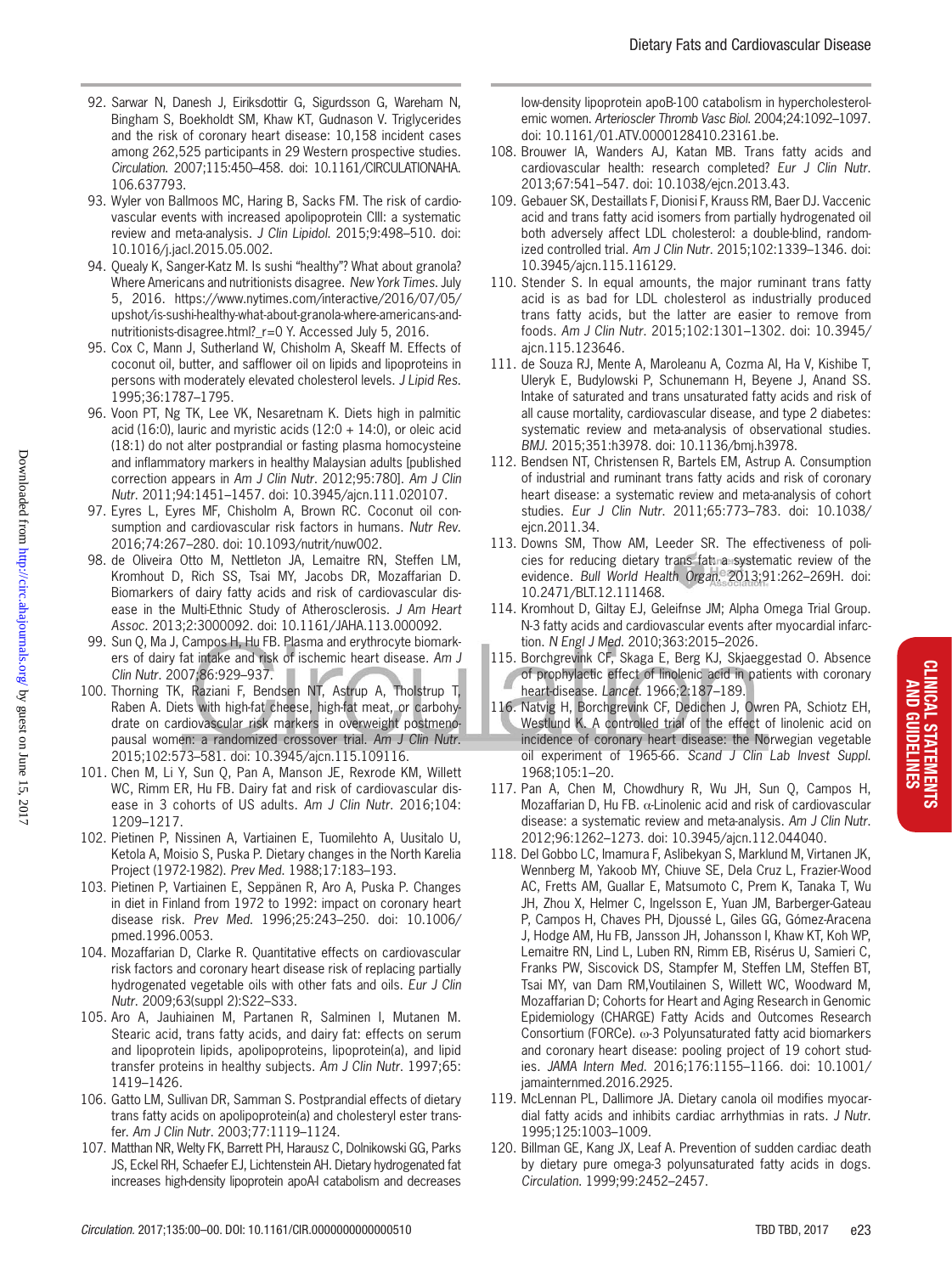92. Sarwar N, Danesh J, Eiriksdottir G, Sigurdsson G, Wareham N, Bingham S, Boekholdt SM, Khaw KT, Gudnason V. Triglycerides and the risk of coronary heart disease: 10,158 incident cases among 262,525 participants in 29 Western prospective studies. *Circulation.* 2007;115:450–458. doi: 10.1161/CIRCULATIONAHA.106.637793.
93. Wyler von Ballmoos MC, Haring B, Sacks FM. The risk of cardiovascular events with increased apolipoprotein CIII: a systematic review and meta-analysis. *J Clin Lipidol.* 2015;9:498–510. doi: 10.1016/j.jacl.2015.05.002.
94. Quealy K, Sanger-Katz M. Is sushi "healthy"? What about granola? Where Americans and nutritionists disagree. *New York Times.* July 5, 2016. https://www.nytimes.com/interactive/2016/07/05/upshot/is-sushi-healthy-what-about-granola-where-americans-and-nutritionists-disagree.html?_r=0 Y. Accessed July 5, 2016.
95. Cox C, Mann J, Sutherland W, Chisholm A, Skeaff M. Effects of coconut oil, butter, and safflower oil on lipids and lipoproteins in persons with moderately elevated cholesterol levels. *J Lipid Res.* 1995;36:1787–1795.
96. Voon PT, Ng TK, Lee VK, Nesaretnam K. Diets high in palmitic acid (16:0), lauric and myristic acids (12:0 + 14:0), or oleic acid (18:1) do not alter postprandial or fasting plasma homocysteine and inflammatory markers in healthy Malaysian adults [published correction appears in *Am J Clin Nutr.* 2012;95:780]. *Am J Clin Nutr.* 2011;94:1451–1457. doi: 10.3945/ajcn.111.020107.
97. Eyres L, Eyres MF, Chisholm A, Brown RC. Coconut oil consumption and cardiovascular risk factors in humans. *Nutr Rev.* 2016;74:267–280. doi: 10.1093/nutrit/nuw002.
98. de Oliveira Otto M, Nettleton JA, Lemaitre RN, Steffen LM, Kromhout D, Rich SS, Tsai MY, Jacobs DR, Mozaffarian D. Biomarkers of dairy fatty acids and risk of cardiovascular disease in the Multi-Ethnic Study of Atherosclerosis. *J Am Heart Assoc.* 2013;2:3000092. doi: 10.1161/JAHA.113.000092.
99. Sun Q, Ma J, Campos H, Hu FB. Plasma and erythrocyte biomarkers of dairy fat intake and risk of ischemic heart disease. *Am J Clin Nutr.* 2007;86:929–937.
100. Thorning TK, Raziani F, Bendsen NT, Astrup A, Tholstrup T, Raben A. Diets with high-fat cheese, high-fat meat, or carbohydrate on cardiovascular risk markers in overweight postmenopausal women: a randomized crossover trial. *Am J Clin Nutr.* 2015;102:573–581. doi: 10.3945/ajcn.115.109116.
101. Chen M, Li Y, Sun Q, Pan A, Manson JE, Rexrode KM, Willett WC, Rimm ER, Hu FB. Dairy fat and risk of cardiovascular disease in 3 cohorts of US adults. *Am J Clin Nutr.* 2016;104:1209–1217.
102. Pietinen P, Nissinen A, Vartiainen E, Tuomilehto A, Uusitalo U, Ketola A, Moisio S, Puska P. Dietary changes in the North Karelia Project (1972-1982). *Prev Med.* 1988;17:183–193.
103. Pietinen P, Vartiainen E, Seppänen R, Aro A, Puska P. Changes in diet in Finland from 1972 to 1992: impact on coronary heart disease risk. *Prev Med.* 1996;25:243–250. doi: 10.1006/pmed.1996.0053.
104. Mozaffarian D, Clarke R. Quantitative effects on cardiovascular risk factors and coronary heart disease risk of replacing partially hydrogenated vegetable oils with other fats and oils. *Eur J Clin Nutr.* 2009;63(suppl 2):S22–S33.
105. Aro A, Jauhiainen M, Partanen R, Salminen I, Mutanen M. Stearic acid, trans fatty acids, and dairy fat: effects on serum and lipoprotein lipids, apolipoproteins, lipoprotein(a), and lipid transfer proteins in healthy subjects. *Am J Clin Nutr.* 1997;65:1419–1426.
106. Gatto LM, Sullivan DR, Samman S. Postprandial effects of dietary trans fatty acids on apolipoprotein(a) and cholesteryl ester transfer. *Am J Clin Nutr.* 2003;77:1119–1124.
107. Matthan NR, Welty FK, Barrett PH, Harausz C, Dolnikowski GG, Parks JS, Eckel RH, Schaefer EJ, Lichtenstein AH. Dietary hydrogenated fat increases high-density lipoprotein apoA-I catabolism and decreases low-density lipoprotein apoB-100 catabolism in hypercholesterolemic women. *Arterioscler Thromb Vasc Biol.* 2004;24:1092–1097. doi: 10.1161/01.ATV.0000128410.23161.be.
108. Brouwer IA, Wanders AJ, Katan MB. Trans fatty acids and cardiovascular health: research completed? *Eur J Clin Nutr.* 2013;67:541–547. doi: 10.1038/ejcn.2013.43.
109. Gebauer SK, Destaillats F, Dionisi F, Krauss RM, Baer DJ. Vaccenic acid and trans fatty acid isomers from partially hydrogenated oil both adversely affect LDL cholesterol: a double-blind, randomized controlled trial. *Am J Clin Nutr.* 2015;102:1339–1346. doi: 10.3945/ajcn.115.116129.
110. Stender S. In equal amounts, the major ruminant trans fatty acid is as bad for LDL cholesterol as industrially produced trans fatty acids, but the latter are easier to remove from foods. *Am J Clin Nutr.* 2015;102:1301–1302. doi: 10.3945/ajcn.115.123646.
111. de Souza RJ, Mente A, Maroleanu A, Cozma AI, Ha V, Kishibe T, Uleryk E, Budylowski P, Schunemann H, Beyene J, Anand SS. Intake of saturated and trans unsaturated fatty acids and risk of all cause mortality, cardiovascular disease, and type 2 diabetes: systematic review and meta-analysis of observational studies. *BMJ.* 2015;351:h3978. doi: 10.1136/bmj.h3978.
112. Bendsen NT, Christensen R, Bartels EM, Astrup A. Consumption of industrial and ruminant trans fatty acids and risk of coronary heart disease: a systematic review and meta-analysis of cohort studies. *Eur J Clin Nutr.* 2011;65:773–783. doi: 10.1038/ejcn.2011.34.
113. Downs SM, Thow AM, Leeder SR. The effectiveness of policies for reducing dietary trans fat: a systematic review of the evidence. *Bull World Health Organ.* 2013;91:262–269H. doi: 10.2471/BLT.12.111468.
114. Kromhout D, Giltay EJ, Geleijnse JM; Alpha Omega Trial Group. N-3 fatty acids and cardiovascular events after myocardial infarction. *N Engl J Med.* 2010;363:2015–2026.
115. Borchgrevink CF, Skaga E, Berg KJ, Skjaeggestad O. Absence of prophylactic effect of linolenic acid in patients with coronary heart-disease. *Lancet.* 1966;2:187–189.
116. Natvig H, Borchgrevink CF, Dedichen J, Owren PA, Schiotz EH, Westlund K. A controlled trial of the effect of linolenic acid on incidence of coronary heart disease: the Norwegian vegetable oil experiment of 1965-66. *Scand J Clin Lab Invest Suppl.* 1968;105:1–20.
117. Pan A, Chen M, Chowdhury R, Wu JH, Sun Q, Campos H, Mozaffarian D, Hu FB. α-Linolenic acid and risk of cardiovascular disease: a systematic review and meta-analysis. *Am J Clin Nutr.* 2012;96:1262–1273. doi: 10.3945/ajcn.112.044040.
118. Del Gobbo LC, Imamura F, Aslibekyan S, Marklund M, Virtanen JK, Wennberg M, Yakoob MY, Chiuve SE, Dela Cruz L, Frazier-Wood AC, Fretts AM, Guallar E, Matsumoto C, Prem K, Tanaka T, Wu JH, Zhou X, Helmer C, Ingelsson E, Yuan JM, Barberger-Gateau P, Campos H, Chaves PH, Djoussé L, Giles GG, Gómez-Aracena J, Hodge AM, Hu FB, Jansson JH, Johansson I, Khaw KT, Koh WP, Lemaitre RN, Lind L, Luben RN, Rimm EB, Risérus U, Samieri C, Franks PW, Siscovick DS, Stampfer M, Steffen LM, Steffen BT, Tsai MY, van Dam RM,Voutilainen S, Willett WC, Woodward M, Mozaffarian D; Cohorts for Heart and Aging Research in Genomic Epidemiology (CHARGE) Fatty Acids and Outcomes Research Consortium (FORCe). ω-3 Polyunsaturated fatty acid biomarkers and coronary heart disease: pooling project of 19 cohort studies. *JAMA Intern Med.* 2016;176:1155–1166. doi: 10.1001/jamainternmed.2016.2925.
119. McLennan PL, Dallimore JA. Dietary canola oil modifies myocardial fatty acids and inhibits cardiac arrhythmias in rats. *J Nutr.* 1995;125:1003–1009.
120. Billman GE, Kang JX, Leaf A. Prevention of sudden cardiac death by dietary pure omega-3 polyunsaturated fatty acids in dogs. *Circulation.* 1999;99:2452–2457.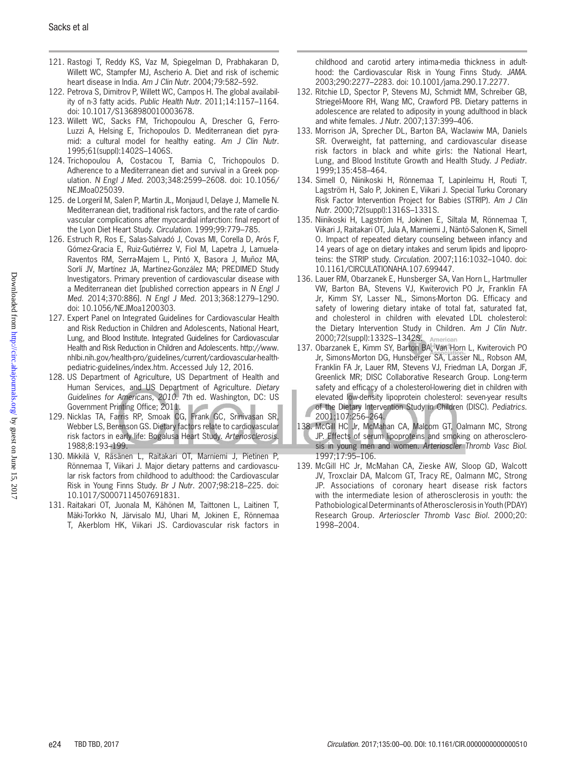121. Rastogi T, Reddy KS, Vaz M, Spiegelman D, Prabhakaran D, Willett WC, Stampfer MJ, Ascherio A. Diet and risk of ischemic heart disease in India. *Am J Clin Nutr*. 2004;79:582–592.
122. Petrova S, Dimitrov P, Willett WC, Campos H. The global availability of n-3 fatty acids. *Public Health Nutr*. 2011;14:1157–1164. doi: 10.1017/S1368980010003678.
123. Willett WC, Sacks FM, Trichopoulou A, Drescher G, Ferro-Luzzi A, Helsing E, Trichopoulos D. Mediterranean diet pyramid: a cultural model for healthy eating. *Am J Clin Nutr*. 1995;61(suppl):1402S–1406S.
124. Trichopoulou A, Costacou T, Bamia C, Trichopoulos D. Adherence to a Mediterranean diet and survival in a Greek population. *N Engl J Med*. 2003;348:2599–2608. doi: 10.1056/NEJMoa025039.
125. de Lorgeril M, Salen P, Martin JL, Monjaud I, Delaye J, Mamelle N. Mediterranean diet, traditional risk factors, and the rate of cardiovascular complications after myocardial infarction: final report of the Lyon Diet Heart Study. *Circulation*. 1999;99:779–785.
126. Estruch R, Ros E, Salas-Salvadó J, Covas MI, Corella D, Arós F, Gómez-Gracia E, Ruiz-Gutiérrez V, Fiol M, Lapetra J, Lamuela-Raventos RM, Serra-Majem L, Pintó X, Basora J, Muñoz MA, Sorlí JV, Martínez JA, Martínez-González MA; PREDIMED Study Investigators. Primary prevention of cardiovascular disease with a Mediterranean diet [published correction appears in *N Engl J Med*. 2014;370:886]. *N Engl J Med*. 2013;368:1279–1290. doi: 10.1056/NEJMoa1200303.
127. Expert Panel on Integrated Guidelines for Cardiovascular Health and Risk Reduction in Children and Adolescents, National Heart, Lung, and Blood Institute. Integrated Guidelines for Cardiovascular Health and Risk Reduction in Children and Adolescents. http://www.nhlbi.nih.gov/health-pro/guidelines/current/cardiovascular-health-pediatric-guidelines/index.htm. Accessed July 12, 2016.
128. US Department of Agriculture, US Department of Health and Human Services, and US Department of Agriculture. *Dietary Guidelines for Americans, 2010*. 7th ed. Washington, DC: US Government Printing Office; 2011.
129. Nicklas TA, Farris RP, Smoak CG, Frank GC, Srinivasan SR, Webber LS, Berenson GS. Dietary factors relate to cardiovascular risk factors in early life: Bogalusa Heart Study. *Arteriosclerosis*. 1988;8:193–199.
130. Mikkilä V, Räsänen L, Raitakari OT, Marniemi J, Pietinen P, Rönnemaa T, Viikari J. Major dietary patterns and cardiovascular risk factors from childhood to adulthood: the Cardiovascular Risk in Young Finns Study. *Br J Nutr*. 2007;98:218–225. doi: 10.1017/S0007114507691831.
131. Raitakari OT, Juonala M, Kähönen M, Taittonen L, Laitinen T, Mäki-Torkko N, Järvisalo MJ, Uhari M, Jokinen E, Rönnemaa T, Akerblom HK, Viikari JS. Cardiovascular risk factors in childhood and carotid artery intima-media thickness in adulthood: the Cardiovascular Risk in Young Finns Study. *JAMA*. 2003;290:2277–2283. doi: 10.1001/jama.290.17.2277.
132. Ritchie LD, Spector P, Stevens MJ, Schmidt MM, Schreiber GB, Striegel-Moore RH, Wang MC, Crawford PB. Dietary patterns in adolescence are related to adiposity in young adulthood in black and white females. *J Nutr*. 2007;137:399–406.
133. Morrison JA, Sprecher DL, Barton BA, Waclawiw MA, Daniels SR. Overweight, fat patterning, and cardiovascular disease risk factors in black and white girls: the National Heart, Lung, and Blood Institute Growth and Health Study. *J Pediatr*. 1999;135:458–464.
134. Simell O, Niinikoski H, Rönnemaa T, Lapinleimu H, Routi T, Lagström H, Salo P, Jokinen E, Viikari J. Special Turku Coronary Risk Factor Intervention Project for Babies (STRIP). *Am J Clin Nutr*. 2000;72(suppl):1316S–1331S.
135. Niinikoski H, Lagström H, Jokinen E, Siltala M, Rönnemaa T, Viikari J, Raitakari OT, Jula A, Marniemi J, Näntö-Salonen K, Simell O. Impact of repeated dietary counseling between infancy and 14 years of age on dietary intakes and serum lipids and lipoproteins: the STRIP study. *Circulation*. 2007;116:1032–1040. doi: 10.1161/CIRCULATIONAHA.107.699447.
136. Lauer RM, Obarzanek E, Hunsberger SA, Van Horn L, Hartmuller VW, Barton BA, Stevens VJ, Kwiterovich PO Jr, Franklin FA Jr, Kimm SY, Lasser NL, Simons-Morton DG. Efficacy and safety of lowering dietary intake of total fat, saturated fat, and cholesterol in children with elevated LDL cholesterol: the Dietary Intervention Study in Children. *Am J Clin Nutr*. 2000;72(suppl):1332S–1342S.
137. Obarzanek E, Kimm SY, Barton BA, Van Horn L, Kwiterovich PO Jr, Simons-Morton DG, Hunsberger SA, Lasser NL, Robson AM, Franklin FA Jr, Lauer RM, Stevens VJ, Friedman LA, Dorgan JF, Greenlick MR; DISC Collaborative Research Group. Long-term safety and efficacy of a cholesterol-lowering diet in children with elevated low-density lipoprotein cholesterol: seven-year results of the Dietary Intervention Study in Children (DISC). *Pediatrics*. 2001;107:256–264.
138. McGill HC Jr, McMahan CA, Malcom GT, Oalmann MC, Strong JP. Effects of serum lipoproteins and smoking on atherosclerosis in young men and women. *Arterioscler Thromb Vasc Biol*. 1997;17:95–106.
139. McGill HC Jr, McMahan CA, Zieske AW, Sloop GD, Walcott JV, Troxclair DA, Malcom GT, Tracy RE, Oalmann MC, Strong JP. Associations of coronary heart disease risk factors with the intermediate lesion of atherosclerosis in youth: the Pathobiological Determinants of Atherosclerosis in Youth (PDAY) Research Group. *Arterioscler Thromb Vasc Biol*. 2000;20:1998–2004.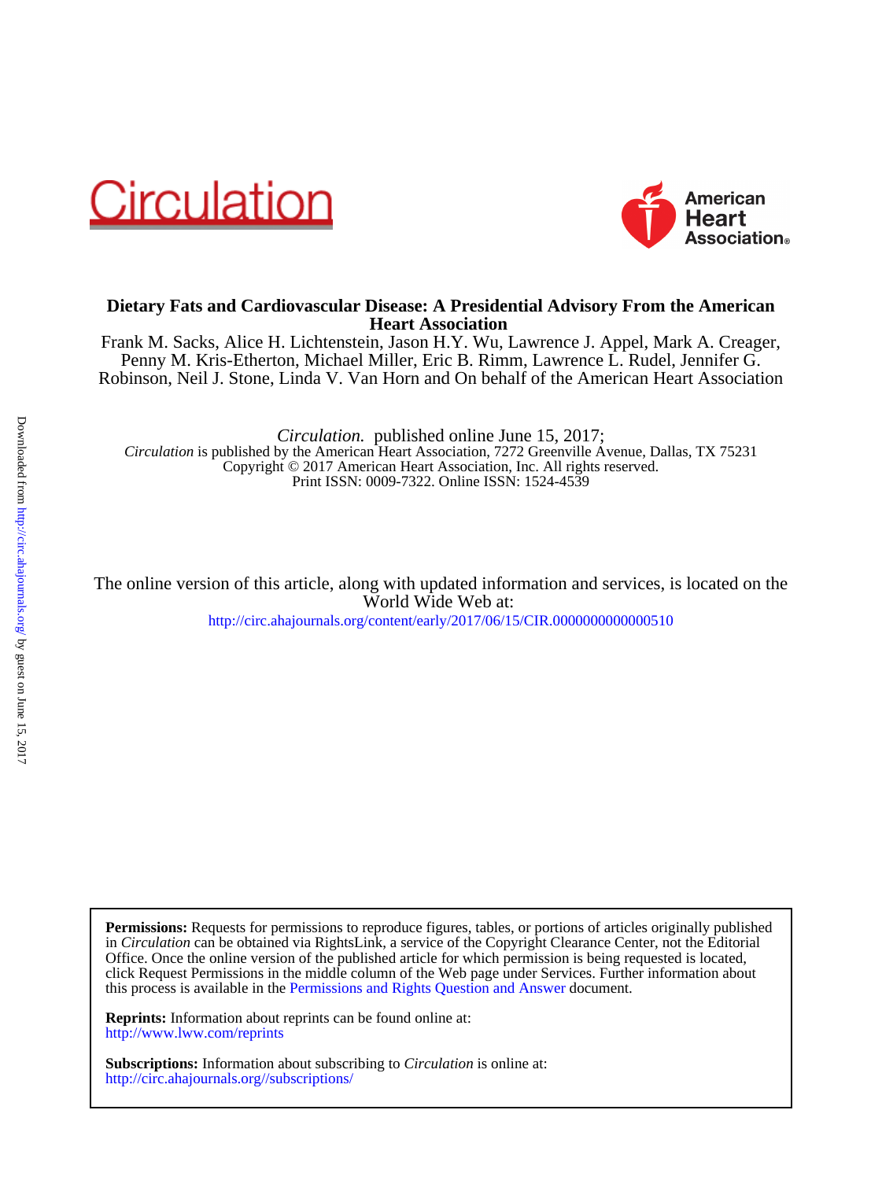# Dietary Fats and Cardiovascular Disease: A Presidential Advisory From the American Heart Association

Frank M. Sacks, Alice H. Lichtenstein, Jason H.Y. Wu, Lawrence J. Appel, Mark A. Creager, Penny M. Kris-Etherton, Michael Miller, Eric B. Rimm, Lawrence L. Rudel, Jennifer G. Robinson, Neil J. Stone, Linda V. Van Horn and On behalf of the American Heart Association

*Circulation.* published online June 15, 2017;

*Circulation* is published by the American Heart Association, 7272 Greenville Avenue, Dallas, TX 75231
Copyright © 2017 American Heart Association, Inc. All rights reserved.
Print ISSN: 0009-7322. Online ISSN: 1524-4539

The online version of this article, along with updated information and services, is located on the World Wide Web at:

http://circ.ahajournals.org/content/early/2017/06/15/CIR.0000000000000510

**Permissions:** Requests for permissions to reproduce figures, tables, or portions of articles originally published in *Circulation* can be obtained via RightsLink, a service of the Copyright Clearance Center, not the Editorial Office. Once the online version of the published article for which permission is being requested is located, click Request Permissions in the middle column of the Web page under Services. Further information about this process is available in the Permissions and Rights Question and Answer document.

**Reprints:** Information about reprints can be found online at:
http://www.lww.com/reprints

**Subscriptions:** Information about subscribing to *Circulation* is online at:
http://circ.ahajournals.org//subscriptions/